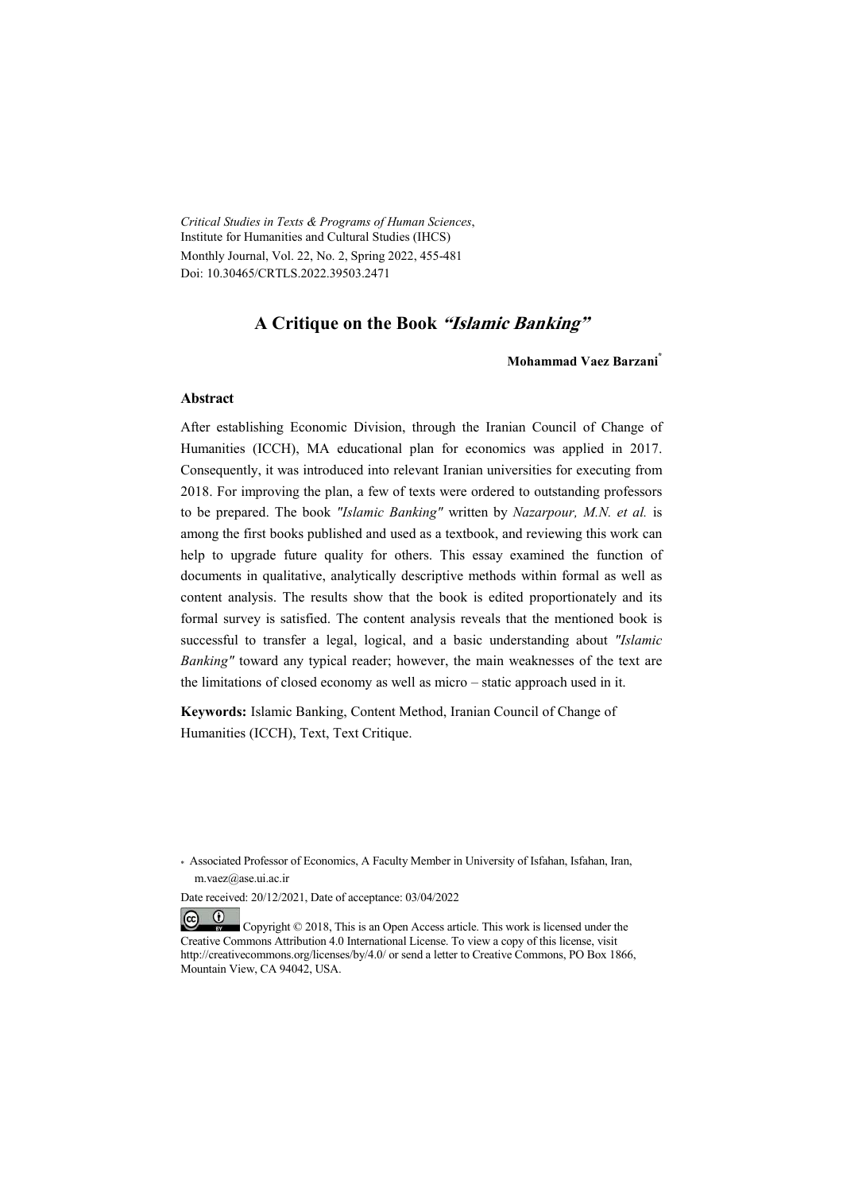*Critical Studies in Texts & Programs of Human Sciences*,
Institute for Humanities and Cultural Studies (IHCS)
Monthly Journal, Vol. 22, No. 2, Spring 2022, 455-481
Doi: 10.30465/CRTLS.2022.39503.2471

# A Critique on the Book *"Islamic Banking"*

**Mohammad Vaez Barzani***

## Abstract

After establishing Economic Division, through the Iranian Council of Change of Humanities (ICCH), MA educational plan for economics was applied in 2017. Consequently, it was introduced into relevant Iranian universities for executing from 2018. For improving the plan, a few of texts were ordered to outstanding professors to be prepared. The book *"Islamic Banking"* written by *Nazarpour, M.N. et al.* is among the first books published and used as a textbook, and reviewing this work can help to upgrade future quality for others. This essay examined the function of documents in qualitative, analytically descriptive methods within formal as well as content analysis. The results show that the book is edited proportionately and its formal survey is satisfied. The content analysis reveals that the mentioned book is successful to transfer a legal, logical, and a basic understanding about *"Islamic Banking"* toward any typical reader; however, the main weaknesses of the text are the limitations of closed economy as well as micro – static approach used in it.

**Keywords:** Islamic Banking, Content Method, Iranian Council of Change of Humanities (ICCH), Text, Text Critique.

\* Associated Professor of Economics, A Faculty Member in University of Isfahan, Isfahan, Iran, m.vaez@ase.ui.ac.ir

Date received: 20/12/2021, Date of acceptance: 03/04/2022

Copyright © 2018, This is an Open Access article. This work is licensed under the Creative Commons Attribution 4.0 International License. To view a copy of this license, visit http://creativecommons.org/licenses/by/4.0/ or send a letter to Creative Commons, PO Box 1866, Mountain View, CA 94042, USA.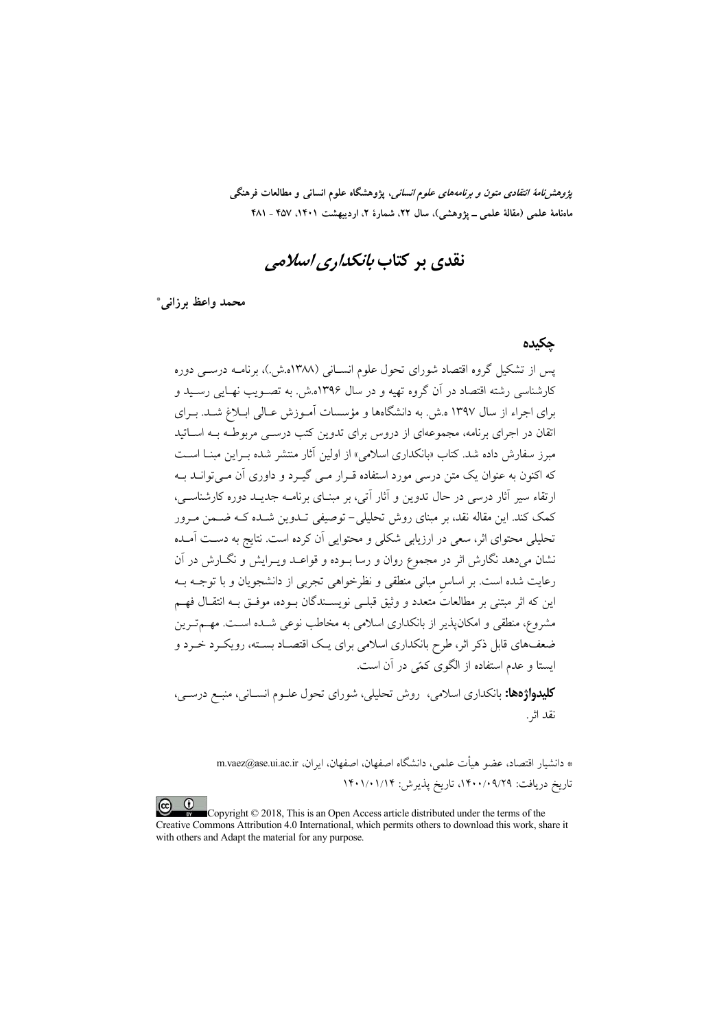*پژوهش‌نامهٔ انتقادی متون و برنامه‌های علوم انسانی*، پژوهشگاه علوم انسانی و مطالعات فرهنگی
ماهنامهٔ علمی (مقالهٔ علمی ـ پژوهشی)، سال ۲۲، شمارهٔ ۲، اردیبهشت ۱۴۰۱، ۴۵۷ - ۴۸۱

# نقدی بر کتاب *بانکداری اسلامی*

**محمد واعظ برزانی**[*]

## چکیده

پس از تشکیل گروه اقتصاد شورای تحول علوم انسانی (۱۳۸۸ه.ش.)، برنامه درسی دوره کارشناسی رشته اقتصاد در آن گروه تهیه و در سال ۱۳۹۶ه.ش. به تصویب نهایی رسید و برای اجراء از سال ۱۳۹۷ ه.ش. به دانشگاه‌ها و مؤسسات آموزش عالی ابلاغ شد. برای اتقان در اجرای برنامه، مجموعه‌ای از دروس برای تدوین کتب درسی مربوطه به اساتید مبرز سفارش داده شد. کتاب «بانکداری اسلامی» از اولین آثار منتشر شده براین مبنا است که اکنون به عنوان یک متن درسی مورد استفاده قرار می گیرد و داوری آن می‌تواند به ارتقاء سیر آثار درسی در حال تدوین و آثار آتی، بر مبنای برنامه جدید دوره کارشناسی، کمک کند. این مقاله نقد، بر مبنای روش تحلیلی- توصیفی تدوین شده که ضمن مرور تحلیلی محتوای اثر، سعی در ارزیابی شکلی و محتوایی آن کرده است. نتایج به دست آمده نشان می‌دهد نگارش اثر در مجموع روان و رسا بوده و قواعد ویرایش و نگارش در آن رعایت شده است. بر اساس مبانی منطقی و نظرخواهی تجربی از دانشجویان و با توجه به این که اثر مبتنی بر مطالعات متعدد و وثیق قبلی نویسندگان بوده، موفق به انتقال فهم مشروع، منطقی و امکان‌پذیر از بانکداری اسلامی به مخاطب نوعی شده است. مهم‌ترین ضعف‌های قابل ذکر اثر، طرح بانکداری اسلامی برای یک اقتصاد بسته، رویکرد خرد و ایستا و عدم استفاده از الگوی کمّی در آن است.

**کلیدواژه‌ها:** بانکداری اسلامی، روش تحلیلی، شورای تحول علوم انسانی، منبع درسی، نقد اثر.

[*] دانشیار اقتصاد، عضو هیأت علمی، دانشگاه اصفهان، اصفهان، ایران، m.vaez@ase.ui.ac.ir
تاریخ دریافت: ۱۴۰۰/۰۹/۲۹، تاریخ پذیرش: ۱۴۰۱/۰۱/۱۴

Copyright © 2018, This is an Open Access article distributed under the terms of the Creative Commons Attribution 4.0 International, which permits others to download this work, share it with others and Adapt the material for any purpose.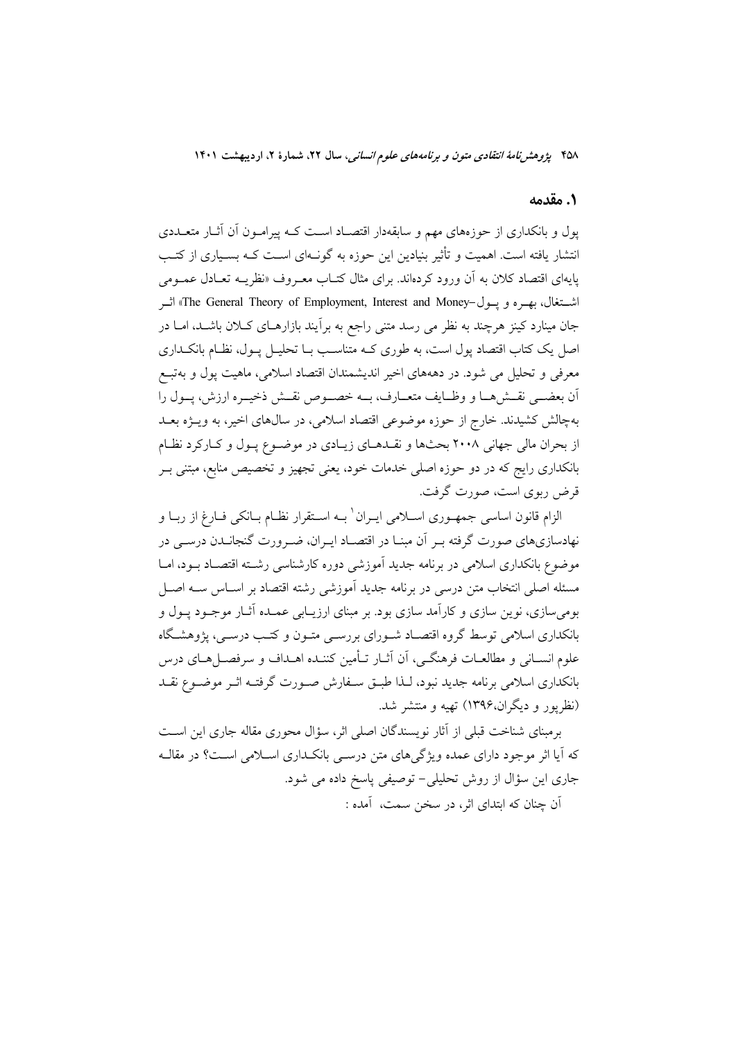## ۱. مقدمه

پول و بانکداری از حوزه‌های مهم و سابقه‌دار اقتصاد است که پیرامون آن آثار متعددی انتشار یافته است. اهمیت و تأثیر بنیادین این حوزه به گونه‌ای است که بسیاری از کتب پایه‌ای اقتصاد کلان به آن ورود کرده‌اند. برای مثال کتاب معروف «نظریه تعادل عمومی اشتغال، بهره و پول–The General Theory of Employment, Interest and Money» اثر جان مینارد کینز هرچند به نظر می رسد متنی راجع به برآیند بازارهای کلان باشد، اما در اصل یک کتاب اقتصاد پول است، به طوری که متناسب با تحلیل پول، نظام بانکداری معرفی و تحلیل می شود. در دهه‌های اخیر اندیشمندان اقتصاد اسلامی، ماهیت پول و به‌تبع آن بعضی نقش‌ها و وظایف متعارف، به خصوص نقش ذخیره ارزش، پول را به‌چالش کشیدند. خارج از حوزه موضوعی اقتصاد اسلامی، در سال‌های اخیر، به ویژه بعد از بحران مالی جهانی ۲۰۰۸ بحث‌ها و نقدهای زیادی در موضوع پول و کارکرد نظام بانکداری رایج که در دو حوزه اصلی خدمات خود، یعنی تجهیز و تخصیص منابع، مبتنی بر قرض ربوی است، صورت گرفت.

الزام قانون اساسی جمهوری اسلامی ایران[1] به استقرار نظام بانکی فارغ از ربا و نهادسازی‌های صورت گرفته بر آن مبنا در اقتصاد ایران، ضرورت گنجاندن درسی در موضوع بانکداری اسلامی در برنامه جدید آموزشی دوره کارشناسی رشته اقتصاد بود، اما مسئله اصلی انتخاب متن درسی در برنامه جدید آموزشی رشته اقتصاد بر اساس سه اصل بومی‌سازی، نوین سازی و کارآمد سازی بود. بر مبنای ارزیابی عمده آثار موجود پول و بانکداری اسلامی توسط گروه اقتصاد شورای بررسی متون و کتب درسی، پژوهشگاه علوم انسانی و مطالعات فرهنگی، آن آثار تأمین کننده اهداف و سرفصل‌های درس بانکداری اسلامی برنامه جدید نبود، لذا طبق سفارش صورت گرفته اثر موضوع نقد (نظرپور و دیگران،۱۳۹۶) تهیه و منتشر شد.

برمبنای شناخت قبلی از آثار نویسندگان اصلی اثر، سؤال محوری مقاله جاری این است که آیا اثر موجود دارای عمده ویژگی‌های متن درسی بانکداری اسلامی است؟ در مقاله جاری این سؤال از روش تحلیلی– توصیفی پاسخ داده می شود.

آن چنان که ابتدای اثر، در سخن سمت، آمده :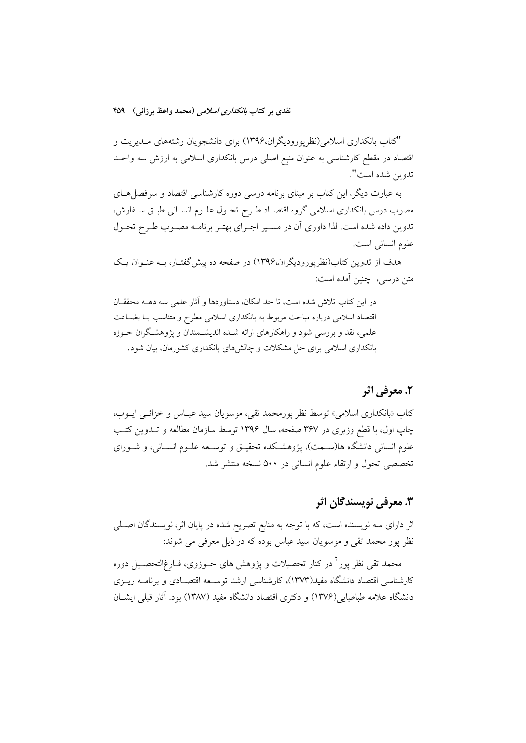"کتاب بانکداری اسلامی(نظرپورودیگران،۱۳۹۶) برای دانشجویان رشته‌های مدیریت و اقتصاد در مقطع کارشناسی به عنوان منبع اصلی درس بانکداری اسلامی به ارزش سه واحد تدوین شده است".

به عبارت دیگر، این کتاب بر مبنای برنامه درسی دوره کارشناسی اقتصاد و سرفصل‌های مصوب درس بانکداری اسلامی گروه اقتصاد طرح تحول علوم انسانی طبق سفارش، تدوین داده شده است. لذا داوری آن در مسیر اجرای بهتر برنامه مصوب طرح تحول علوم انسانی است.

هدف از تدوین کتاب(نظرپورودیگران،۱۳۹۶) در صفحه ده پیش‌گفتار، به عنوان یک متن درسی، چنین آمده است:

> در این کتاب تلاش شده است، تا حد امکان، دستاوردها و آثار علمی سه دهه محققان اقتصاد اسلامی درباره مباحث مربوط به بانکداری اسلامی مطرح و متناسب با بضاعت علمی، نقد و بررسی شود و راهکارهای ارائه شده اندیشمندان و پژوهشگران حوزه بانکداری اسلامی برای حل مشکلات و چالش‌های بانکداری کشورمان، بیان شود.

## ۲. معرفی اثر

کتاب «بانکداری اسلامی» توسط نظر پورمحمد تقی، موسویان سید عباس و خزائی ایوب، چاپ اول، با قطع وزیری در ۳۶۷ صفحه، سال ۱۳۹۶ توسط سازمان مطالعه و تدوین کتب علوم انسانی دانشگاه ها(سمت)، پژوهشکده تحقیق و توسعه علوم انسانی، و شورای تخصصی تحول و ارتقاء علوم انسانی در ۵۰۰ نسخه منتشر شد.

## ۳. معرفی نویسندگان اثر

اثر دارای سه نویسنده است، که با توجه به منابع تصریح شده در پایان اثر، نویسندگان اصلی نظر پور محمد تقی و موسویان سید عباس بوده که در ذیل معرفی می شوند:

محمد تقی نظر پور[۲] در کنار تحصیلات و پژوهش های حوزوی، فارغ‌التحصیل دوره کارشناسی اقتصاد دانشگاه مفید(۱۳۷۳)، کارشناسی ارشد توسعه اقتصادی و برنامه ریزی دانشگاه علامه طباطبایی(۱۳۷۶) و دکتری اقتصاد دانشگاه مفید (۱۳۸۷) بود. آثار قبلی ایشان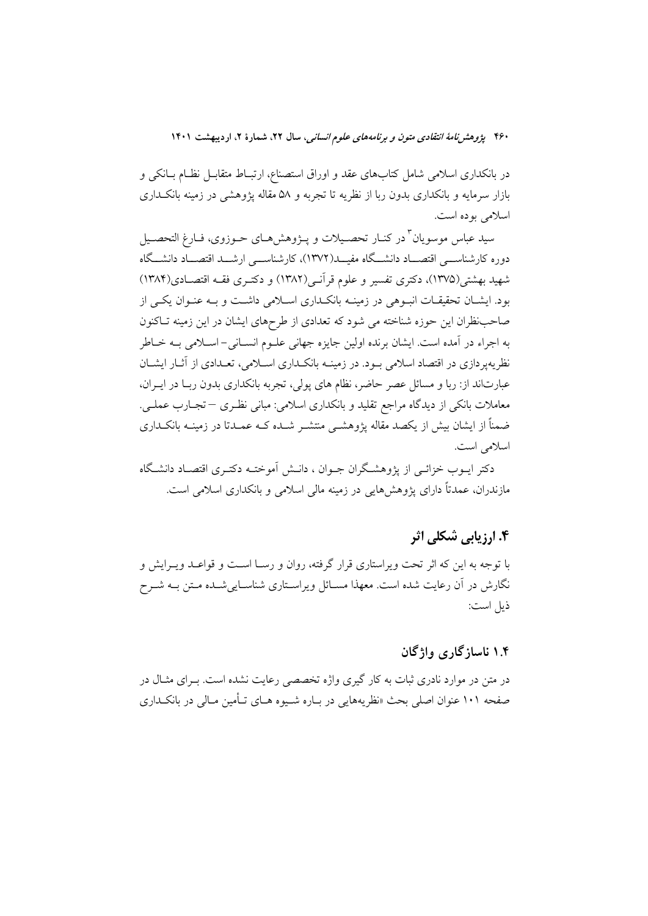در بانکداری اسلامی شامل کتاب‌های عقد و اوراق استصناع، ارتباط متقابل نظام بانکی و بازار سرمایه و بانکداری بدون ربا از نظریه تا تجربه و ۵۸ مقاله پژوهشی در زمینه بانکداری اسلامی بوده است.

سید عباس موسویان[3] در کنار تحصیلات و پژوهش‌های حوزوی، فارغ التحصیل دوره کارشناسی اقتصاد دانشگاه مفید(۱۳۷۲)، کارشناسی ارشد اقتصاد دانشگاه شهید بهشتی(۱۳۷۵)، دکتری تفسیر و علوم قرآنی(۱۳۸۲) و دکتری فقه اقتصادی(۱۳۸۴) بود. ایشان تحقیقات انبوهی در زمینه بانکداری اسلامی داشت و به عنوان یکی از صاحب‌نظران این حوزه شناخته می شود که تعدادی از طرح‌های ایشان در این زمینه تاکنون به اجراء در آمده است. ایشان برنده اولین جایزه جهانی علوم انسانی-اسلامی به خاطر نظریه‌پردازی در اقتصاد اسلامی بود. در زمینه بانکداری اسلامی، تعدادی از آثار ایشان عبارت‌اند از: ربا و مسائل عصر حاضر، نظام های پولی، تجربه بانکداری بدون ربا در ایران، معاملات بانکی از دیدگاه مراجع تقلید و بانکداری اسلامی: مبانی نظری – تجارب عملی. ضمناً از ایشان بیش از یکصد مقاله پژوهشی منتشر شده که عمدتا در زمینه بانکداری اسلامی است.

دکتر ایوب خزائی از پژوهشگران جوان ، دانش آموخته دکتری اقتصاد دانشگاه مازندران، عمدتاً دارای پژوهش‌هایی در زمینه مالی اسلامی و بانکداری اسلامی است.

## ۴. ارزیابی شکلی اثر

با توجه به این که اثر تحت ویراستاری قرار گرفته، روان و رسا است و قواعد ویرایش و نگارش در آن رعایت شده است. معهذا مسائل ویراستاری شناسایی‌شده متن به شرح ذیل است:

### ۱.۴ ناسازگاری واژگان

در متن در موارد نادری ثبات به کار گیری واژه تخصصی رعایت نشده است. برای مثال در صفحه ۱۰۱ عنوان اصلی بحث «نظریه‌هایی در باره شیوه های تأمین مالی در بانکداری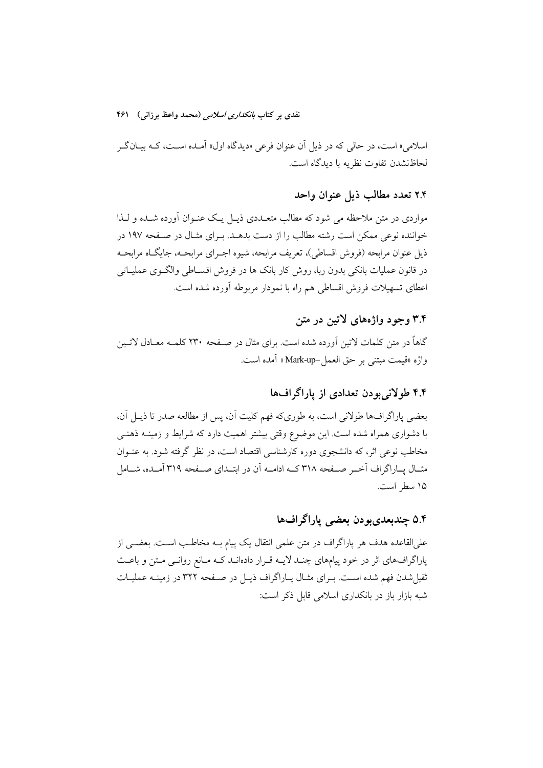اسلامی» است، در حالی که در ذیل آن عنوان فرعی «دیدگاه اول» آمـده اسـت، کـه بیـانگـر لحاظنشدن تفاوت نظریه با دیدگاه است.

## ۲.۴ تعدد مطالب ذیل عنوان واحد

مواردی در متن ملاحظه می شود که مطالب متعـددی ذیـل یـک عنـوان آورده شـده و لـذا خواننده نوعی ممکن است رشته مطالب را از دست بدهـد. بـرای مثـال در صـفحه ۱۹۷ در ذیل عنوان مرابحه (فروش اقساطی)، تعریف مرابحـه، شیوه اجـرای مرابحـه، جایگـاه مرابحـه در قانون عملیات بانکی بدون ربا، روش کار بانک ها در فروش اقسـاطی والگـوی عملیـاتی اعطای تسهیلات فروش اقساطی هم راه با نمودار مربوطه آورده شده است.

## ۳.۴ وجود واژه‌های لاتین در متن

گاهاً در متن کلمات لاتین آورده شده است. برای مثال در صـفحه ۲۳۰ کلمـه معـادل لاتـین واژه «قیمت مبتنی بر حق العمل–Mark-up » آمده است.

## ۴.۴ طولانی‌بودن تعدادی از پاراگراف‌ها

بعضی پاراگراف‌ها طولانی است، به طوری‌که فهم کلیت آن، پس از مطالعه صدر تا ذیـل آن، با دشواری همراه شده است. این موضوع وقتی بیشتر اهمیت دارد که شرایط و زمینـه ذهنـی مخاطب نوعی اثر، که دانشجوی دوره کارشناسی اقتصاد است، در نظر گرفته شود. به عنـوان مثـال پـاراگراف آخـر صـفحه ۳۱۸ کـه ادامـه آن در ابتـدای صـفحه ۳۱۹ آمـده، شـامل ۱۵ سطر است.

## ۵.۴ چندبعدی‌بودن بعضی پاراگراف‌ها

علی‌القاعده هدف هر پاراگراف در متن علمی انتقال یک پیام بـه مخاطـب اسـت. بعضـی از پاراگراف‌های اثر در خود پیام‌های چنـد لایـه قـرار داده‌انـد کـه مـانع روانـی مـتن و باعـث ثقیل‌شدن فهم شده اسـت. بـرای مثـال پـاراگراف ذیـل در صـفحه ۳۲۲ در زمینـه عملیـات شبه بازار باز در بانکداری اسلامی قابل ذکر است: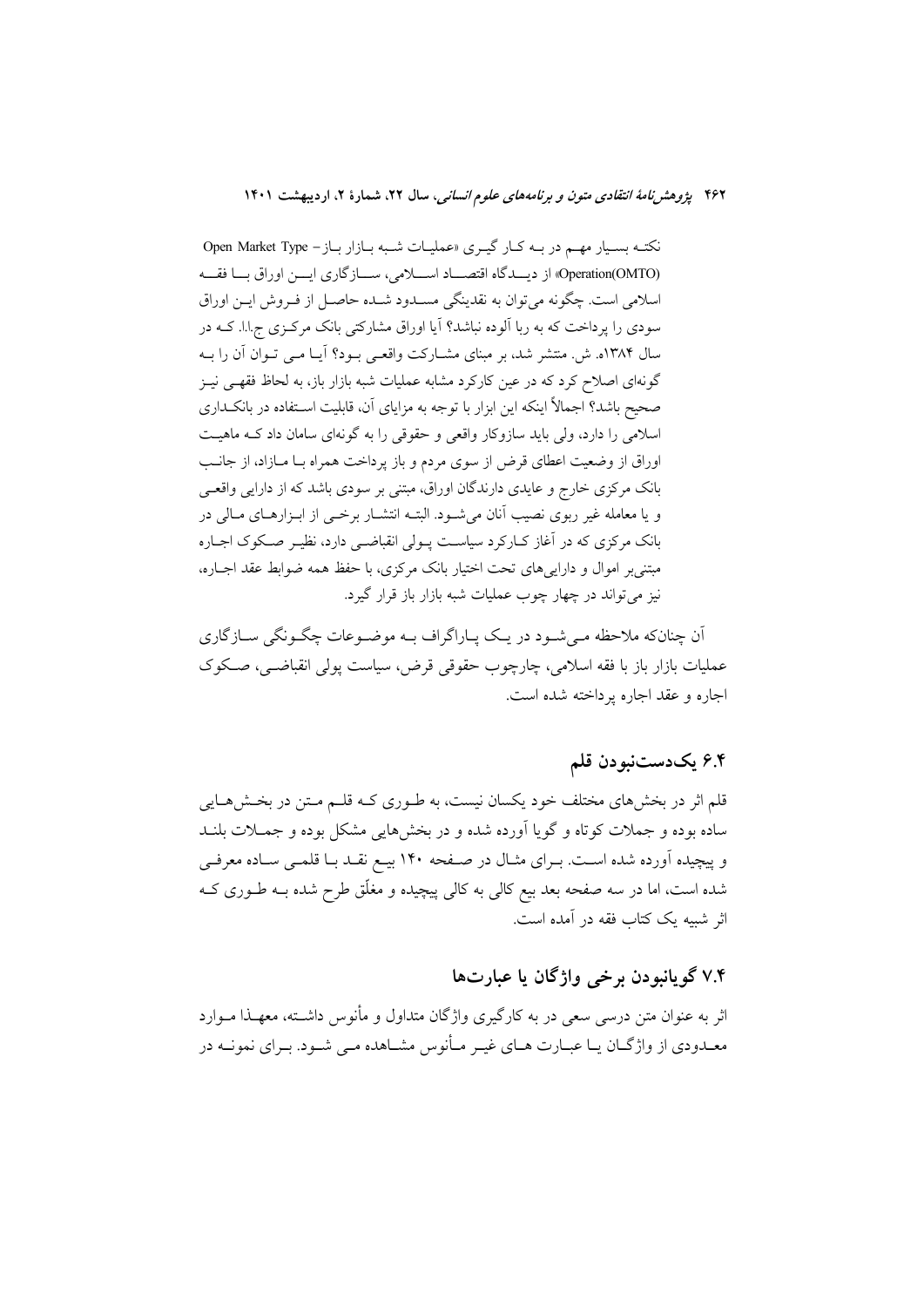نکتـه بسـیار مهـم در بـه کـار گیـری «عملیـات شـبه بـازار بـاز- Open Market Type Operation(OMTO)» از دیـدگاه اقتصـاد اسـلامی، سـازگاری ایـن اوراق بـا فقـه اسلامی است. چگونه می‌توان به نقدینگی مسـدود شـده حاصـل از فـروش ایـن اوراق سودی را پرداخت که به ربا آلوده نباشد؟ آیا اوراق مشارکتی بانک مرکـزی ج.ا.ا. کـه در سال ۱۳۸۴ه. ش. منتشر شد، بر مبنای مشـارکت واقعـی بـود؟ آیـا مـی تـوان آن را بـه گونه‌ای اصلاح کرد که در عین کارکرد مشابه عملیات شبه بازار باز، به لحاظ فقهـی نیـز صحیح باشد؟ اجمالاً اینکه این ابزار با توجه به مزایای آن، قابلیت اسـتفاده در بانکـداری اسلامی را دارد، ولی باید سازوکار واقعی و حقوقی را به گونه‌ای سامان داد کـه ماهیـت اوراق از وضعیت اعطای قرض از سوی مردم و باز پرداخت همراه بـا مـازاد، از جانـب بانک مرکزی خارج و عایدی دارندگان اوراق، مبتنی بر سودی باشد که از دارایی واقعـی و یا معامله غیر ربوی نصیب آنان می‌شـود. البتـه انتشـار برخـی از ابـزارهـای مـالی در بانک مرکزی که در آغاز کـارکرد سیاسـت پـولی انقباضـی دارد، نظیـر صـکوک اجـاره مبتنی‌بر اموال و دارایی‌های تحت اختیار بانک مرکزی، با حفظ همه ضوابط عقد اجـاره، نیز می‌تواند در چهار چوب عملیات شبه بازار باز قرار گیرد.

آن چنانکه ملاحظه مـی‌شـود در یـک پـاراگراف بـه موضـوعات چگـونگی سـازگاری عملیات بازار باز با فقه اسلامی، چارچوب حقوقی قرض، سیاست پولی انقباضـی، صـکوک اجاره و عقد اجاره پرداخته شده است.

## ۶.۴ یک‌دست‌نبودن قلم

قلم اثر در بخش‌های مختلف خود یکسان نیست، به طـوری کـه قلـم مـتن در بخـش‌هـایی ساده بوده و جملات کوتاه و گویا آورده شده و در بخش‌هایی مشکل بوده و جمـلات بلنـد و پیچیده آورده شده اسـت. بـرای مثـال در صـفحه ۱۴۰ بیـع نقـد بـا قلمـی سـاده معرفـی شده است، اما در سه صفحه بعد بیع کالی به کالی پیچیده و مغلَق طرح شده بـه طـوری کـه اثر شبیه یک کتاب فقه در آمده است.

## ۷.۴ گویانبودن برخی واژگان یا عبارت‌ها

اثر به عنوان متن درسی سعی در به کارگیری واژگان متداول و مأنوس داشـته، معهـذا مـوارد معـدودی از واژگـان یـا عبـارت هـای غیـر مـأنوس مشـاهده مـی شـود. بـرای نمونـه در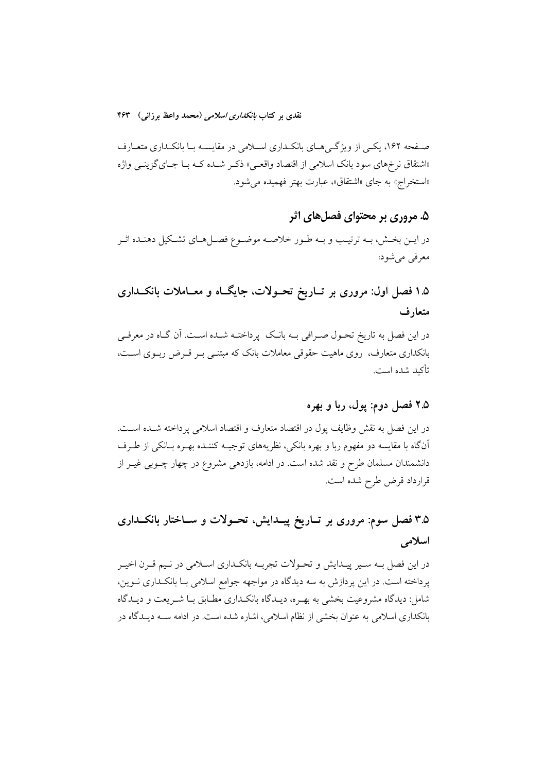صفحه ۱۶۲، یکی از ویژگی‌های بانکداری اسلامی در مقایسه با بانکداری متعارف «اشتقاق نرخ‌های سود بانک اسلامی از اقتصاد واقعی» ذکر شده که با جای‌گزینی واژه «استخراج» به جای «اشتقاق»، عبارت بهتر فهمیده می‌شود.

## ۵. مروری بر محتوای فصل‌های اثر

در این بخش، به ترتیب و به طور خلاصه موضوع فصل‌های تشکیل دهنده اثر معرفی می‌شود:

### ۱.۵ فصل اول: مروری بر تاریخ تحولات، جایگاه و معاملات بانکداری متعارف

در این فصل به تاریخ تحول صرافی به بانک پرداخته شده است. آن گاه در معرفی بانکداری متعارف، روی ماهیت حقوقی معاملات بانک که مبتنی بر قرض ربوی است، تأکید شده است.

### ۲.۵ فصل دوم: پول، ربا و بهره

در این فصل به نقش وظایف پول در اقتصاد متعارف و اقتصاد اسلامی پرداخته شده است. آن‌گاه با مقایسه دو مفهوم ربا و بهره بانکی، نظریه‌های توجیه کننده بهره بانکی از طرف دانشمندان مسلمان طرح و نقد شده است. در ادامه، بازدهی مشروع در چهار چوبی غیر از قرارداد قرض طرح شده است.

### ۳.۵ فصل سوم: مروری بر تاریخ پیدایش، تحولات و ساختار بانکداری اسلامی

در این فصل به سیر پیدایش و تحولات تجربه بانکداری اسلامی در نیم قرن اخیر پرداخته است. در این پردازش به سه دیدگاه در مواجهه جوامع اسلامی با بانکداری نوین، شامل: دیدگاه مشروعیت بخشی به بهره، دیدگاه بانکداری مطابق با شریعت و دیدگاه بانکداری اسلامی به عنوان بخشی از نظام اسلامی، اشاره شده است. در ادامه سه دیدگاه در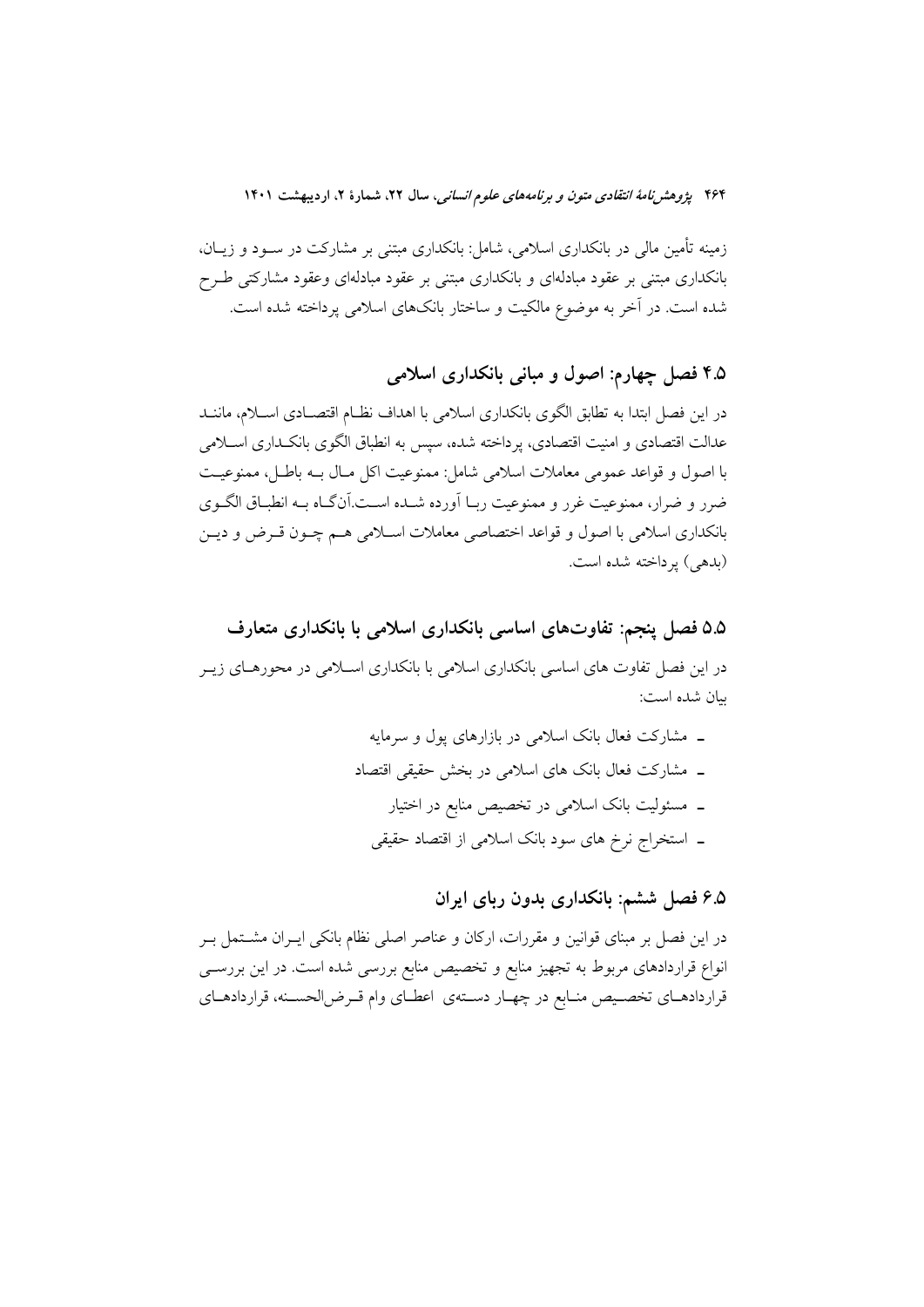زمینه تأمین مالی در بانکداری اسلامی، شامل: بانکداری مبتنی بر مشارکت در سود و زیان، بانکداری مبتنی بر عقود مبادله‌ای و بانکداری مبتنی بر عقود مبادله‌ای وعقود مشارکتی طرح شده است. در آخر به موضوع مالکیت و ساختار بانک‌های اسلامی پرداخته شده است.

## ۴.۵ فصل چهارم: اصول و مبانی بانکداری اسلامی

در این فصل ابتدا به تطابق الگوی بانکداری اسلامی با اهداف نظام اقتصادی اسلام، مانند عدالت اقتصادی و امنیت اقتصادی، پرداخته شده، سپس به انطباق الگوی بانکداری اسلامی با اصول و قواعد عمومی معاملات اسلامی شامل: ممنوعیت اکل مال به باطل، ممنوعیت ضرر و ضرار، ممنوعیت غرر و ممنوعیت ربا آورده شده است.آن‌گاه به انطباق الگوی بانکداری اسلامی با اصول و قواعد اختصاصی معاملات اسلامی هم چون قرض و دین (بدهی) پرداخته شده است.

## ۵.۵ فصل پنجم: تفاوت‌های اساسی بانکداری اسلامی با بانکداری متعارف

در این فصل تفاوت های اساسی بانکداری اسلامی با بانکداری اسلامی در محورهای زیر بیان شده است:

- مشارکت فعال بانک اسلامی در بازارهای پول و سرمایه
- مشارکت فعال بانک های اسلامی در بخش حقیقی اقتصاد
- مسئولیت بانک اسلامی در تخصیص منابع در اختیار
- استخراج نرخ های سود بانک اسلامی از اقتصاد حقیقی

## ۶.۵ فصل ششم: بانکداری بدون ربای ایران

در این فصل بر مبنای قوانین و مقررات، ارکان و عناصر اصلی نظام بانکی ایران مشتمل بر انواع قراردادهای مربوط به تجهیز منابع و تخصیص منابع بررسی شده است. در این بررسی قراردادهای تخصیص منابع در چهار دسته‌ی اعطای وام قرض‌الحسنه، قراردادهای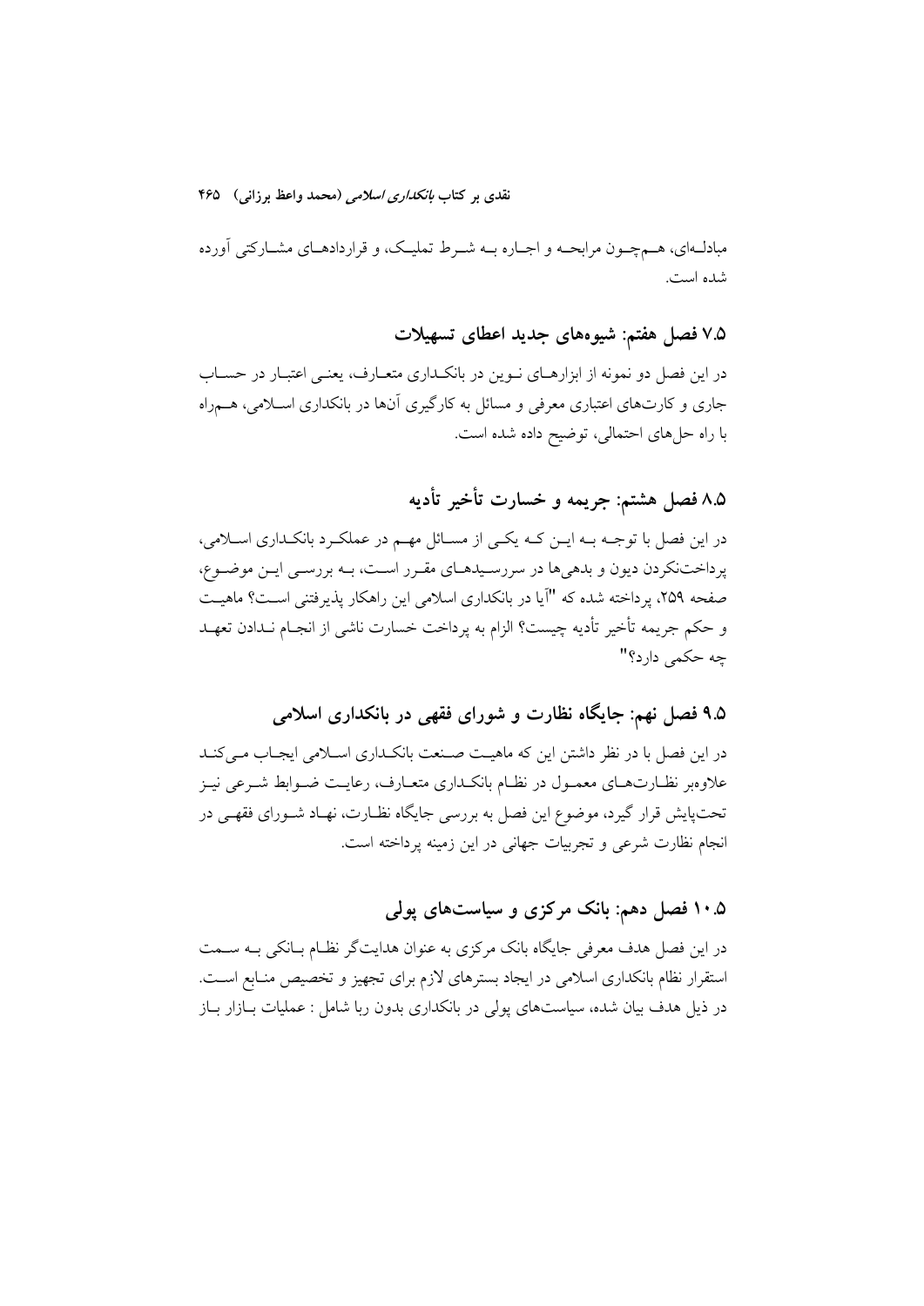مبادله‌ای، هم‌چون مرابحه و اجاره به شرط تملیک، و قراردادهای مشارکتی آورده شده است.

### ۷.۵ فصل هفتم: شیوه‌های جدید اعطای تسهیلات

در این فصل دو نمونه از ابزارهای نوین در بانکداری متعارف، یعنی اعتبار در حساب جاری و کارت‌های اعتباری معرفی و مسائل به کارگیری آن‌ها در بانکداری اسلامی، هم‌راه با راه حل‌های احتمالی، توضیح داده شده است.

### ۸.۵ فصل هشتم: جریمه و خسارت تأخیر تأدیه

در این فصل با توجه به این که یکی از مسائل مهم در عملکرد بانکداری اسلامی، پرداخت‌نکردن دیون و بدهی‌ها در سررسیدهای مقرر است، به بررسی این موضوع، صفحه ۲۵۹، پرداخته شده که "آیا در بانکداری اسلامی این راهکار پذیرفتنی است؟ ماهیت و حکم جریمه تأخیر تأدیه چیست؟ الزام به پرداخت خسارت ناشی از انجام ندادن تعهد چه حکمی دارد؟"

### ۹.۵ فصل نهم: جایگاه نظارت و شورای فقهی در بانکداری اسلامی

در این فصل با در نظر داشتن این که ماهیت صنعت بانکداری اسلامی ایجاب می‌کند علاوه‌بر نظارت‌های معمول در نظام بانکداری متعارف، رعایت ضوابط شرعی نیز تحت‌پایش قرار گیرد، موضوع این فصل به بررسی جایگاه نظارت، نهاد شورای فقهی در انجام نظارت شرعی و تجربیات جهانی در این زمینه پرداخته است.

### ۱۰.۵ فصل دهم: بانک مرکزی و سیاست‌های پولی

در این فصل هدف معرفی جایگاه بانک مرکزی به عنوان هدایت‌گر نظام بانکی به سمت استقرار نظام بانکداری اسلامی در ایجاد بسترهای لازم برای تجهیز و تخصیص منابع است. در ذیل هدف بیان شده، سیاست‌های پولی در بانکداری بدون ربا شامل : عملیات بازار باز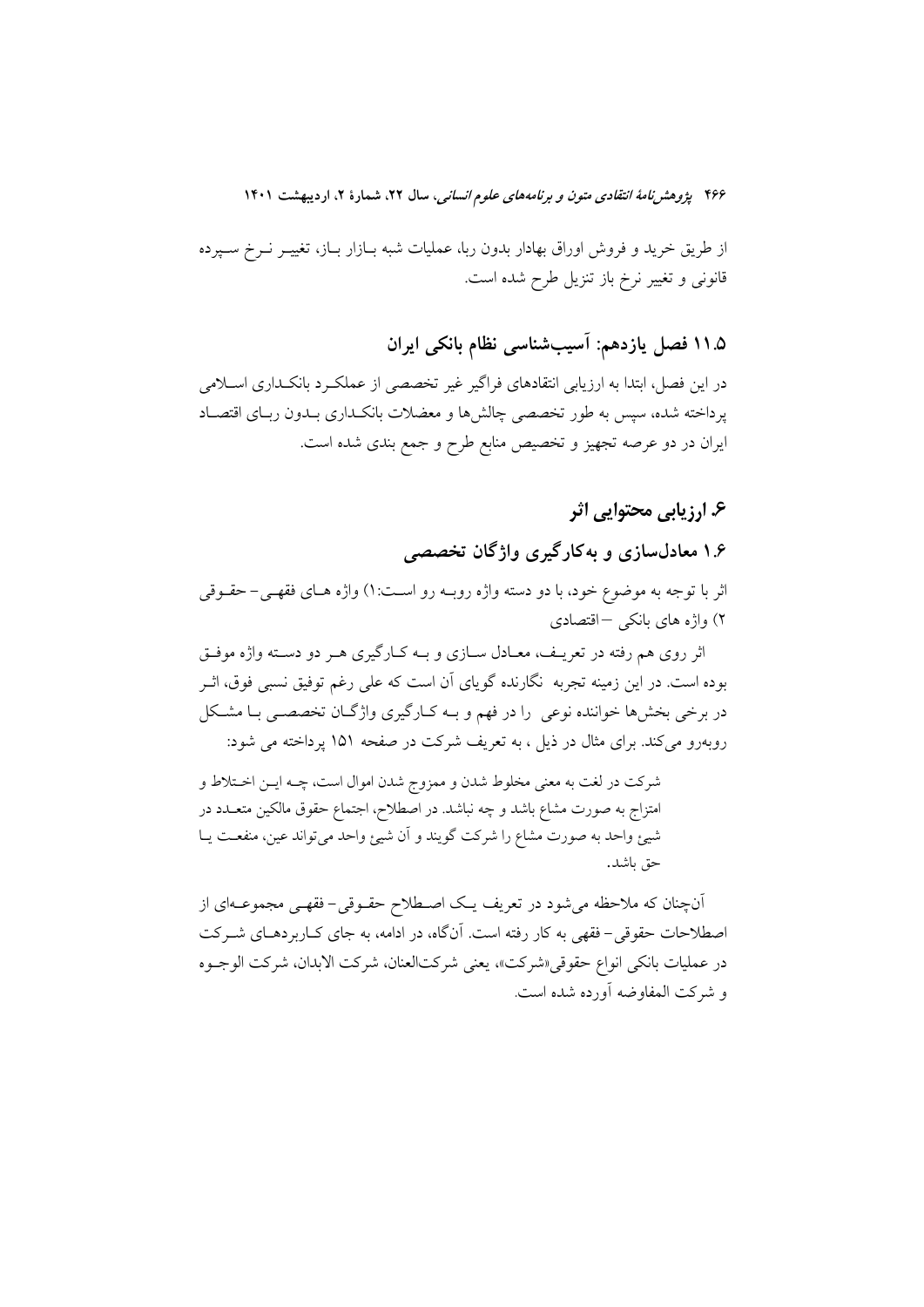از طریق خرید و فروش اوراق بهادار بدون ربا، عملیات شبه بازار باز، تغییر نرخ سپرده قانونی و تغییر نرخ باز تنزیل طرح شده است.

## ۱۱.۵ فصل یازدهم: آسیب‌شناسی نظام بانکی ایران

در این فصل، ابتدا به ارزیابی انتقادهای فراگیر غیر تخصصی از عملکرد بانکداری اسلامی پرداخته شده، سپس به طور تخصصی چالش‌ها و معضلات بانکداری بدون ربای اقتصاد ایران در دو عرصه تجهیز و تخصیص منابع طرح و جمع بندی شده است.

# ۶. ارزیابی محتوایی اثر

## ۱.۶ معادل‌سازی و به‌کارگیری واژگان تخصصی

اثر با توجه به موضوع خود، با دو دسته واژه روبه رو است:۱) واژه های فقهی– حقوقی ۲) واژه های بانکی –اقتصادی

اثر روی هم رفته در تعریف، معادل سازی و به کارگیری هر دو دسته واژه موفق بوده است. در این زمینه تجربه نگارنده گویای آن است که علی رغم توفیق نسبی فوق، اثر در برخی بخش‌ها خواننده نوعی را در فهم و به کارگیری واژگان تخصصی با مشکل روبه‌رو می‌کند. برای مثال در ذیل ، به تعریف شرکت در صفحه ۱۵۱ پرداخته می شود:

> شرکت در لغت به معنی مخلوط شدن و ممزوج شدن اموال است، چه این اختلاط و امتزاج به صورت مشاع باشد و چه نباشد. در اصطلاح، اجتماع حقوق مالکین متعدد در شیئ واحد به صورت مشاع را شرکت گویند و آن شیئ واحد می‌تواند عین، منفعت یا حق باشد.

آن‌چنان که ملاحظه می‌شود در تعریف یک اصطلاح حقوقی- فقهی مجموعه‌ای از اصطلاحات حقوقی- فقهی به کار رفته است. آن‌گاه، در ادامه، به جای کاربردهای شرکت در عملیات بانکی انواع حقوقی«شرکت»، یعنی شرکت‌العنان، شرکت الابدان، شرکت الوجوه و شرکت المفاوضه آورده شده است.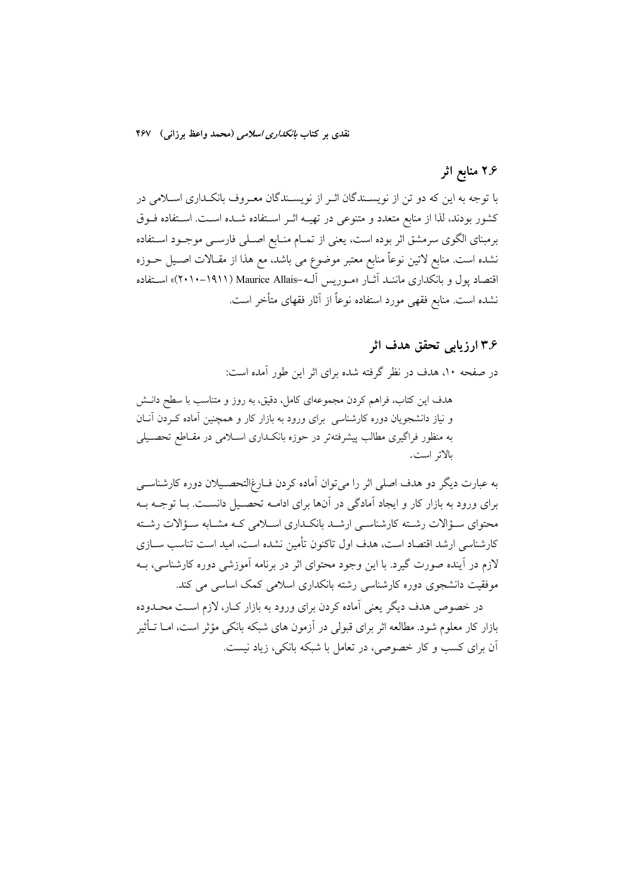## ۲.۶ منابع اثر

با توجه به این که دو تن از نویسندگان اثر از نویسندگان معروف بانکداری اسلامی در کشور بودند، لذا از منابع متعدد و متنوعی در تهیه اثر استفاده شده است. استفاده فوق برمبنای الگوی سرمشق اثر بوده است، یعنی از تمام منابع اصلی فارسی موجود استفاده نشده است. منابع لاتین نوعاً منابع معتبر موضوع می باشد، مع هذا از مقالات اصیل حوزه اقتصاد پول و بانکداری مانند آثار «موریس آله–Maurice Allais (۱۹۱۱–۲۰۱۰)» استفاده نشده است. منابع فقهی مورد استفاده نوعاً از آثار فقهای متأخر است.

## ۳.۶ ارزیابی تحقق هدف اثر

در صفحه ۱۰، هدف در نظر گرفته شده برای اثر این طور آمده است:

> هدف این کتاب، فراهم کردن مجموعه‌ای کامل، دقیق، به روز و متناسب با سطح دانش و نیاز دانشجویان دوره کارشناسی برای ورود به بازار کار و همچنین آماده کردن آنان به منظور فراگیری مطالب پیشرفته‌تر در حوزه بانکداری اسلامی در مقاطع تحصیلی بالاتر است.

به عبارت دیگر دو هدف اصلی اثر را می‌توان آماده کردن فارغ‌التحصیلان دوره کارشناسی برای ورود به بازار کار و ایجاد آمادگی در آن‌ها برای ادامه تحصیل دانست. با توجه به محتوای سؤالات رشته کارشناسی ارشد بانکداری اسلامی که مشابه سؤالات رشته کارشناسی ارشد اقتصاد است، هدف اول تاکنون تأمین نشده است، امید است تناسب سازی لازم در آینده صورت گیرد. با این وجود محتوای اثر در برنامه آموزشی دوره کارشناسی، به موفقیت دانشجوی دوره کارشناسی رشته بانکداری اسلامی کمک اساسی می کند.

در خصوص هدف دیگر یعنی آماده کردن برای ورود به بازار کار، لازم است محدوده بازار کار معلوم شود. مطالعه اثر برای قبولی در آزمون های شبکه بانکی مؤثر است، اما تأثیر آن برای کسب و کار خصوصی، در تعامل با شبکه بانکی، زیاد نیست.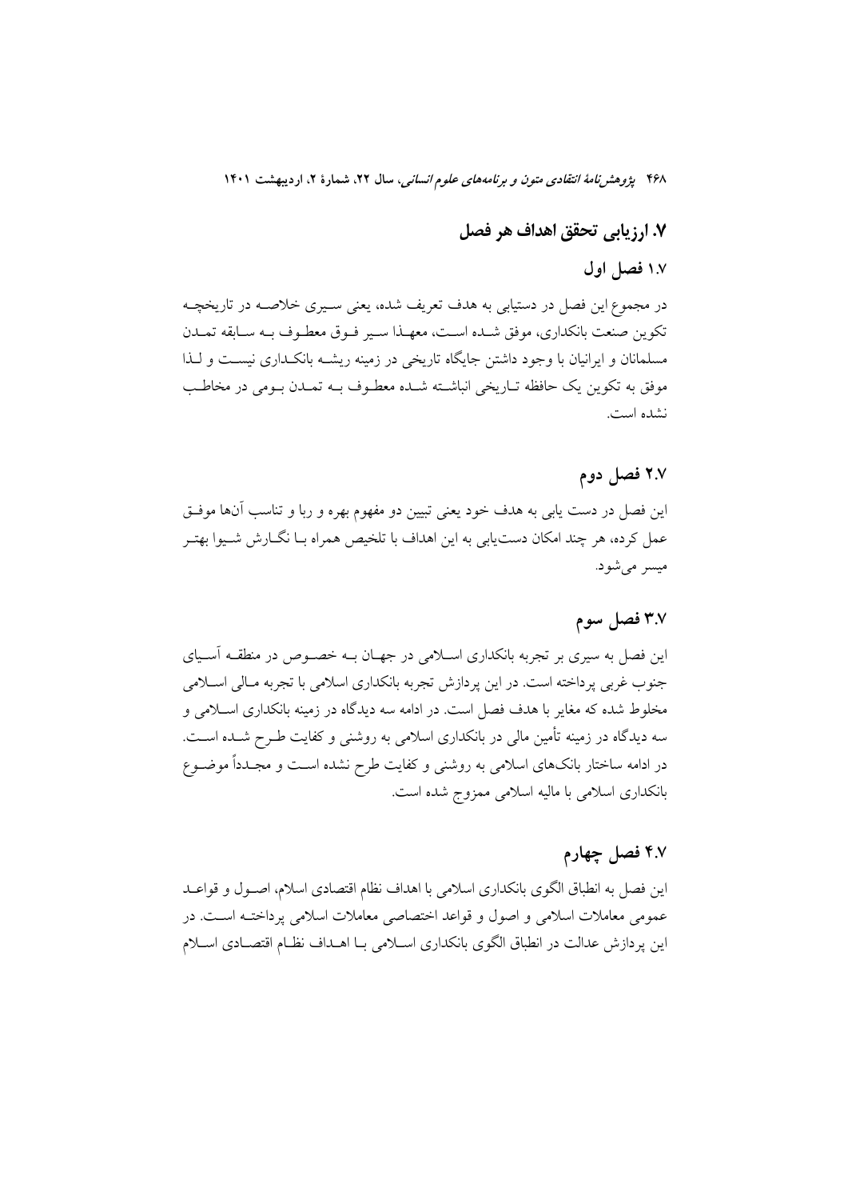## ۷. ارزیابی تحقق اهداف هر فصل

### ۱.۷ فصل اول

در مجموع این فصل در دستیابی به هدف تعریف شده، یعنی سیری خلاصه در تاریخچه تکوین صنعت بانکداری، موفق شده است، معهذا سیر فوق معطوف به سابقه تمدن مسلمانان و ایرانیان با وجود داشتن جایگاه تاریخی در زمینه ریشه بانکداری نیست و لذا موفق به تکوین یک حافظه تاریخی انباشته شده معطوف به تمدن بومی در مخاطب نشده است.

### ۲.۷ فصل دوم

این فصل در دست یابی به هدف خود یعنی تبیین دو مفهوم بهره و ربا و تناسب آن‌ها موفق عمل کرده، هر چند امکان دست‌یابی به این اهداف با تلخیص همراه با نگارش شیوا بهتر میسر می‌شود.

### ۳.۷ فصل سوم

این فصل به سیری بر تجربه بانکداری اسلامی در جهان به خصوص در منطقه آسیای جنوب غربی پرداخته است. در این پردازش تجربه بانکداری اسلامی با تجربه مالی اسلامی مخلوط شده که مغایر با هدف فصل است. در ادامه سه دیدگاه در زمینه بانکداری اسلامی و سه دیدگاه در زمینه تأمین مالی در بانکداری اسلامی به روشنی و کفایت طرح شده است. در ادامه ساختار بانک‌های اسلامی به روشنی و کفایت طرح نشده است و مجدداً موضوع بانکداری اسلامی با مالیه اسلامی ممزوج شده است.

### ۴.۷ فصل چهارم

این فصل به انطباق الگوی بانکداری اسلامی با اهداف نظام اقتصادی اسلام، اصول و قواعد عمومی معاملات اسلامی و اصول و قواعد اختصاصی معاملات اسلامی پرداخته است. در این پردازش عدالت در انطباق الگوی بانکداری اسلامی با اهداف نظام اقتصادی اسلام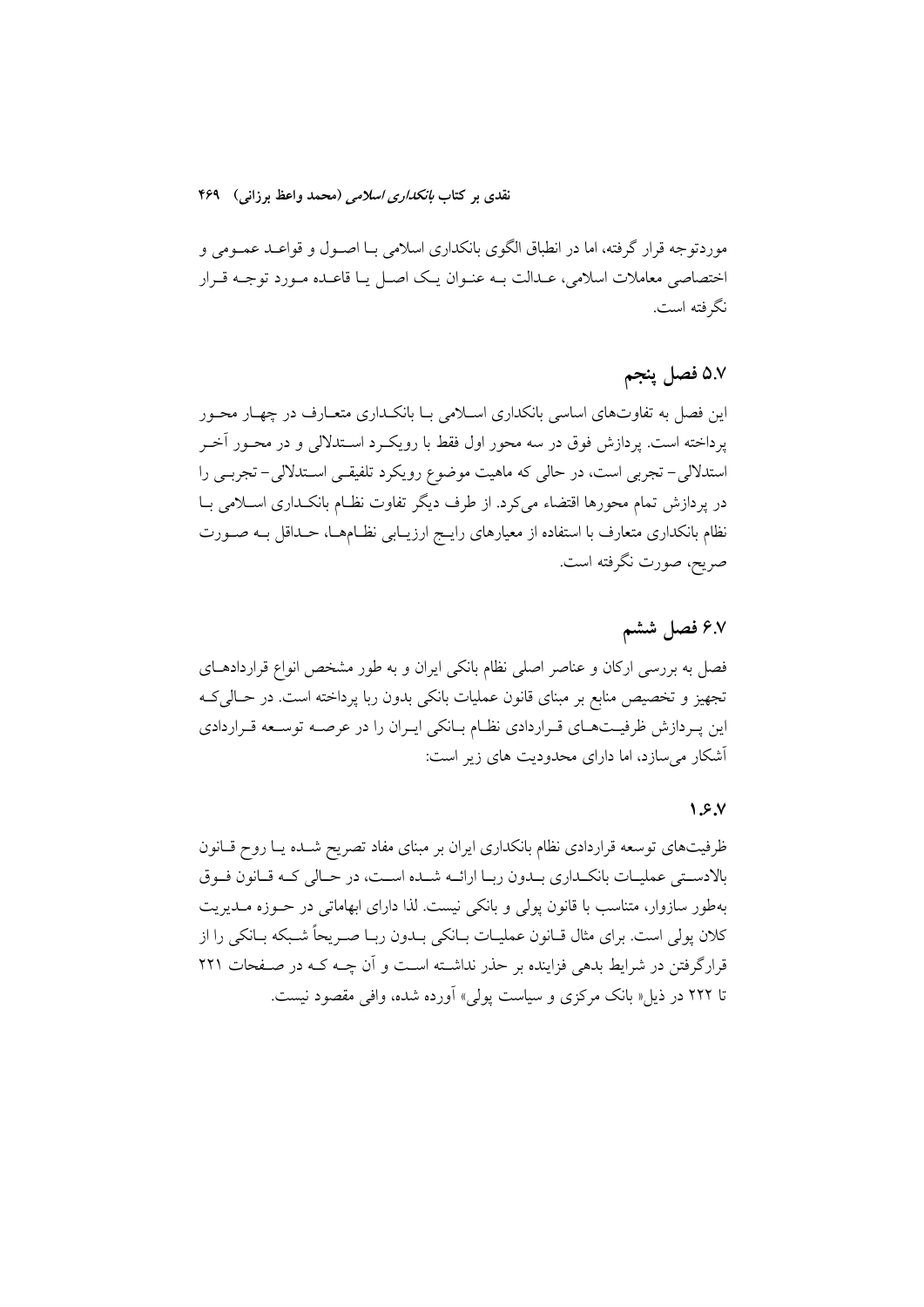موردتوجه قرار گرفته، اما در انطباق الگوی بانکداری اسلامی با اصول و قواعد عمومی و اختصاصی معاملات اسلامی، عدالت به عنوان یک اصل یا قاعده مورد توجه قرار نگرفته است.

## ۵.۷ فصل پنجم

این فصل به تفاوت‌های اساسی بانکداری اسلامی با بانکداری متعارف در چهار محور پرداخته است. پردازش فوق در سه محور اول فقط با رویکرد استدلالی و در محور آخر استدلالی- تجربی است، در حالی که ماهیت موضوع رویکرد تلفیقی استدلالی- تجربی را در پردازش تمام محورها اقتضاء می‌کرد. از طرف دیگر تفاوت نظام بانکداری اسلامی با نظام بانکداری متعارف با استفاده از معیارهای رایج ارزیابی نظام‌ها، حداقل به صورت صریح، صورت نگرفته است.

## ۶.۷ فصل ششم

فصل به بررسی ارکان و عناصر اصلی نظام بانکی ایران و به طور مشخص انواع قراردادهای تجهیز و تخصیص منابع بر مبنای قانون عملیات بانکی بدون ربا پرداخته است. در حالی‌که این پردازش ظرفیت‌های قراردادی نظام بانکی ایران را در عرصه توسعه قراردادی آشکار می‌سازد، اما دارای محدودیت های زیر است:

### ۱.۶.۷

ظرفیت‌های توسعه قراردادی نظام بانکداری ایران بر مبنای مفاد تصریح شده یا روح قانون بالادستی عملیات بانکداری بدون ربا ارائه شده است، در حالی که قانون فوق به‌طور سازوار، متناسب با قانون پولی و بانکی نیست. لذا دارای ابهاماتی در حوزه مدیریت کلان پولی است. برای مثال قانون عملیات بانکی بدون ربا صریحاً شبکه بانکی را از قرارگرفتن در شرایط بدهی فزاینده بر حذر نداشته است و آن چه که در صفحات ۲۲۱ تا ۲۲۲ در ذیل« بانک مرکزی و سیاست پولی» آورده شده، وافی مقصود نیست.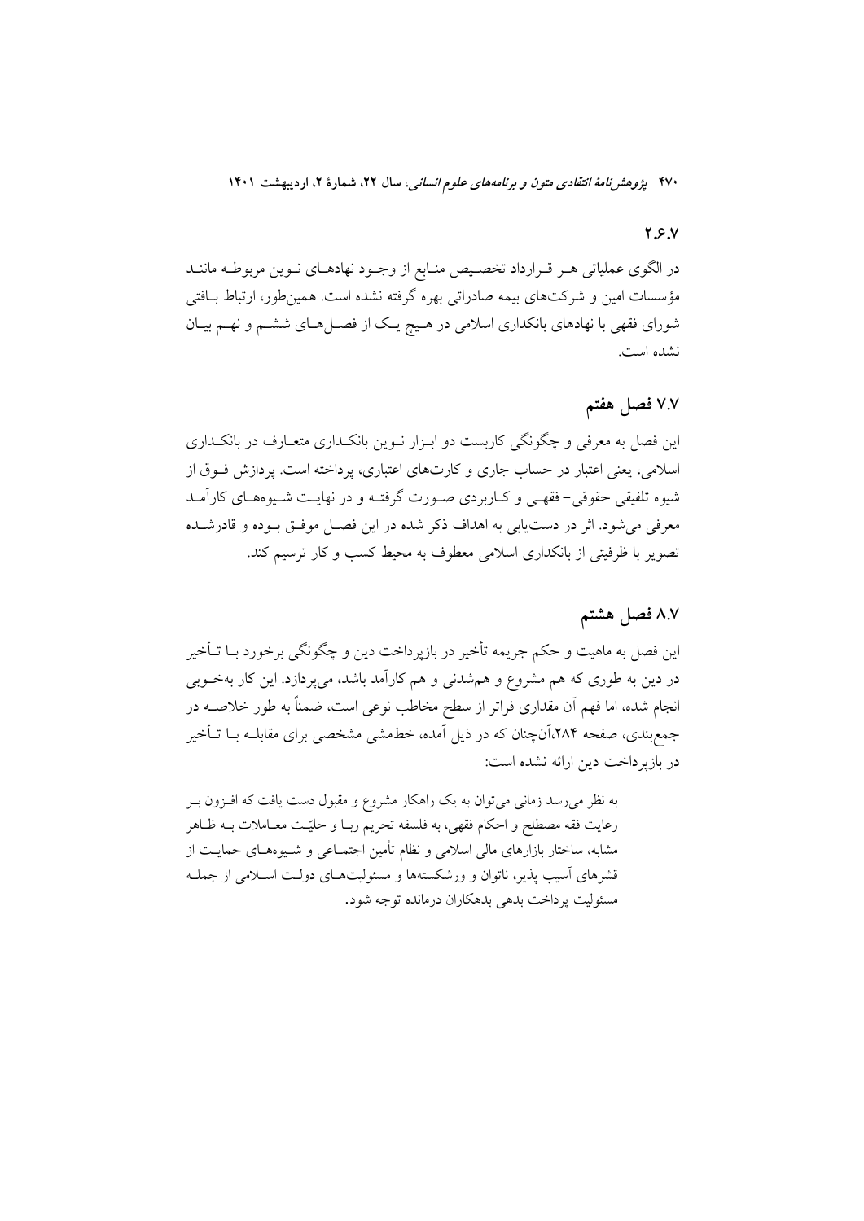### ۲.۶.۷

در الگوی عملیاتی هـر قـرارداد تخصـیص منـابع از وجـود نهادهـای نـوین مربوطـه ماننـد مؤسسات امین و شرکت‌های بیمه صادراتی بهره گرفته نشده است. همین‌طور، ارتباط بـافتی شورای فقهی با نهادهای بانکداری اسلامی در هـیچ یـک از فصـل‌هـای ششـم و نهـم بیـان نشده است.

## ۷.۷ فصل هفتم

این فصل به معرفی و چگونگی کاربست دو ابـزار نـوین بانکـداری متعـارف در بانکـداری اسلامی، یعنی اعتبار در حساب جاری و کارت‌های اعتباری، پرداخته است. پردازش فـوق از شیوه تلفیقی حقوقی- فقهـی و کـاربردی صـورت گرفتـه و در نهایـت شـیوه‌هـای کارآمـد معرفی می‌شود. اثر در دست‌یابی به اهداف ذکر شده در این فصـل موفـق بـوده و قادرشـده تصویر با ظرفیتی از بانکداری اسلامی معطوف به محیط کسب و کار ترسیم کند.

## ۸.۷ فصل هشتم

این فصل به ماهیت و حکم جریمه تأخیر در بازپرداخت دین و چگونگی برخورد بـا تـأخیر در دین به طوری که هم مشروع و هم‌شدنی و هم کارآمد باشد، می‌پردازد. این کار به‌خـوبی انجام شده، اما فهم آن مقداری فراتر از سطح مخاطب نوعی است، ضمناً به طور خلاصـه در جمع‌بندی، صفحه ۲۸۴،آن‌چنان که در ذیل آمده، خط‌مشی مشخصی برای مقابلـه بـا تـأخیر در بازپرداخت دین ارائه نشده است:

> به نظر می‌رسد زمانی می‌توان به یک راهکار مشروع و مقبول دست یافت که افـزون بـر رعایت فقه مصطلح و احکام فقهی، به فلسفه تحریم ربـا و حلیّـت معـاملات بـه ظـاهر مشابه، ساختار بازارهای مالی اسلامی و نظام تأمین اجتمـاعی و شـیوه‌هـای حمایـت از قشرهای آسیب پذیر، ناتوان و ورشکسته‌ها و مسئولیت‌هـای دولـت اسـلامی از جملـه مسئولیت پرداخت بدهی بدهکاران درمانده توجه شود.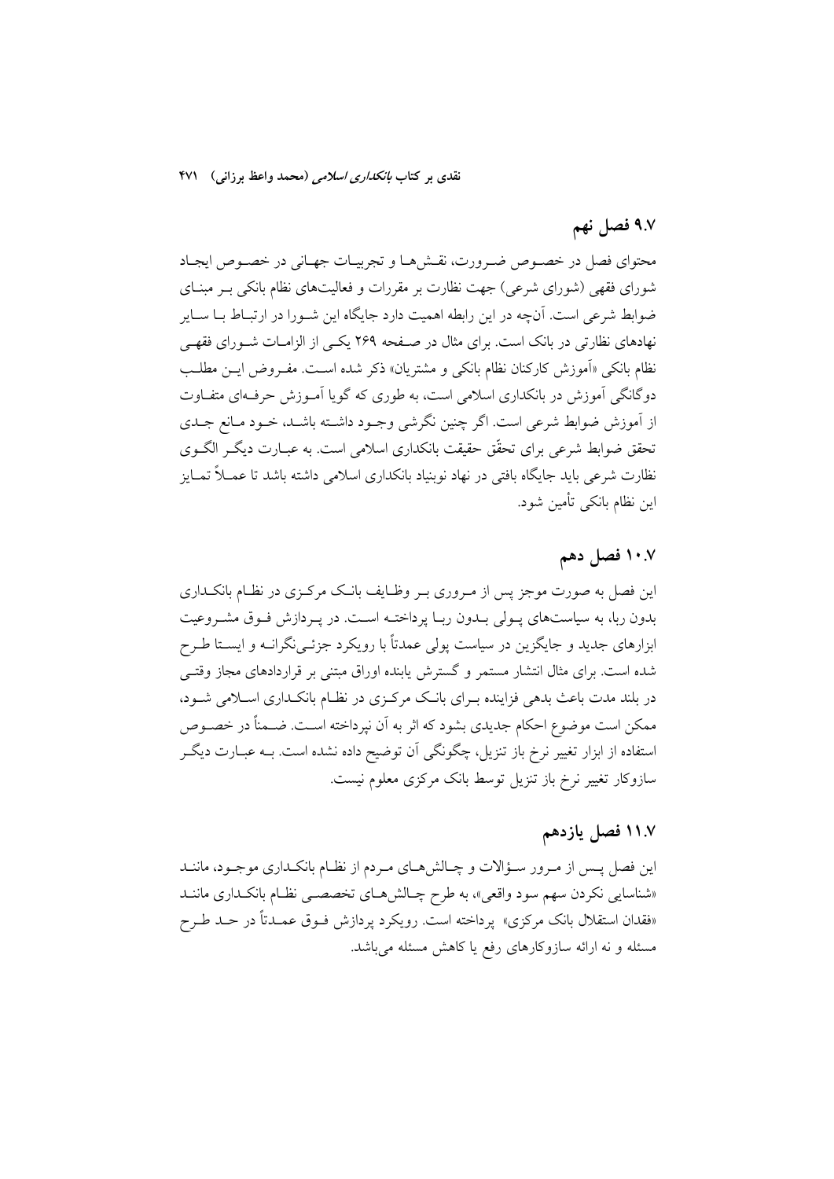## ۹.۷ فصل نهم

محتوای فصل در خصوص ضرورت، نقش‌ها و تجربیات جهانی در خصوص ایجاد شورای فقهی (شورای شرعی) جهت نظارت بر مقررات و فعالیت‌های نظام بانکی بر مبنای ضوابط شرعی است. آن‌چه در این رابطه اهمیت دارد جایگاه این شورا در ارتباط با سایر نهادهای نظارتی در بانک است. برای مثال در صفحه ۲۶۹ یکی از الزامات شورای فقهی نظام بانکی «آموزش کارکنان نظام بانکی و مشتریان» ذکر شده است. مفروض این مطلب دوگانگی آموزش در بانکداری اسلامی است، به طوری که گویا آموزش حرفه‌ای متفاوت از آموزش ضوابط شرعی است. اگر چنین نگرشی وجود داشته باشد، خود مانع جدی تحقق ضوابط شرعی برای تحقّق حقیقت بانکداری اسلامی است. به عبارت دیگر الگوی نظارت شرعی باید جایگاه بافتی در نهاد نوبنیاد بانکداری اسلامی داشته باشد تا عملاً تمایز این نظام بانکی تأمین شود.

## ۱۰.۷ فصل دهم

این فصل به صورت موجز پس از مروری بر وظایف بانک مرکزی در نظام بانکداری بدون ربا، به سیاست‌های پولی بدون ربا پرداخته است. در پردازش فوق مشروعیت ابزارهای جدید و جایگزین در سیاست پولی عمدتاً با رویکرد جزئی‌نگرانه و ایستا طرح شده است. برای مثال انتشار مستمر و گسترش یابنده اوراق مبتنی بر قراردادهای مجاز وقتی در بلند مدت باعث بدهی فزاینده برای بانک مرکزی در نظام بانکداری اسلامی شود، ممکن است موضوع احکام جدیدی بشود که اثر به آن نپرداخته است. ضمناً در خصوص استفاده از ابزار تغییر نرخ باز تنزیل، چگونگی آن توضیح داده نشده است. به عبارت دیگر سازوکار تغییر نرخ باز تنزیل توسط بانک مرکزی معلوم نیست.

## ۱۱.۷ فصل یازدهم

این فصل پس از مرور سؤالات و چالش‌های مردم از نظام بانکداری موجود، مانند «شناسایی نکردن سهم سود واقعی»، به طرح چالش‌های تخصصی نظام بانکداری مانند «فقدان استقلال بانک مرکزی» پرداخته است. رویکرد پردازش فوق عمدتاً در حد طرح مسئله و نه ارائه سازوکارهای رفع یا کاهش مسئله می‌باشد.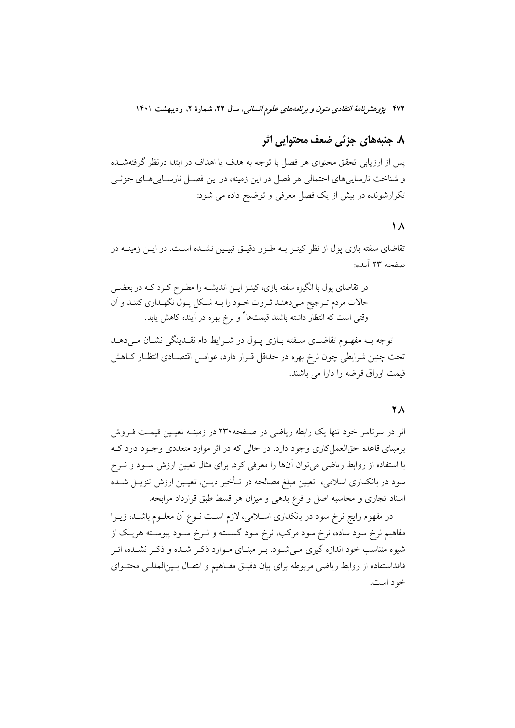## ۸. جنبه‌های جزئی ضعف محتوایی اثر

پس از ارزیابی تحقق محتوای هر فصل با توجه به هدف یا اهداف در ابتدا درنظر گرفته‌شده و شناخت نارسایی‌های احتمالی هر فصل در این زمینه، در این فصل نارسایی‌های جزئی تکرارشونده در بیش از یک فصل معرفی و توضیح داده می شود:

### ۱.۸

تقاضای سفته بازی پول از نظر کینز به طور دقیق تبیین نشده است. در این زمینه در صفحه ۲۳ آمده:

> در تقاضای پول با انگیزه سفته بازی، کینز این اندیشه را مطرح کرد که در بعضی حالات مردم ترجیح می‌دهند ثروت خود را به شکل پول نگهداری کنند و آن وقتی است که انتظار داشته باشند قیمت‌ها[۴] و نرخ بهره در آینده کاهش یابد.

توجه به مفهوم تقاضای سفته بازی پول در شرایط دام نقدینگی نشان می‌دهد تحت چنین شرایطی چون نرخ بهره در حداقل قرار دارد، عوامل اقتصادی انتظار کاهش قیمت اوراق قرضه را دارا می باشند.

### ۲.۸

اثر در سرتاسر خود تنها یک رابطه ریاضی در صفحه۲۳۰ در زمینه تعیین قیمت فروش برمبنای قاعده حق‌العمل‌کاری وجود دارد. در حالی که در اثر موارد متعددی وجود دارد که با استفاده از روابط ریاضی می‌توان آن‌ها را معرفی کرد. برای مثال تعیین ارزش سود و نرخ سود در بانکداری اسلامی، تعیین مبلغ مصالحه در تأخیر دین، تعیین ارزش تنزیل شده اسناد تجاری و محاسبه اصل و فرع بدهی و میزان هر قسط طبق قرارداد مرابحه.

در مفهوم رایج نرخ سود در بانکداری اسلامی، لازم است نوع آن معلوم باشد، زیرا مفاهیم نرخ سود ساده، نرخ سود مرکب، نرخ سود گسسته و نرخ سود پیوسته هریک از شیوه متناسب خود اندازه گیری می‌شود. بر مبنای موارد ذکر شده و ذکر نشده، اثر فاقداستفاده از روابط ریاضی مربوطه برای بیان دقیق مفاهیم و انتقال بین‌المللی محتوای خود است.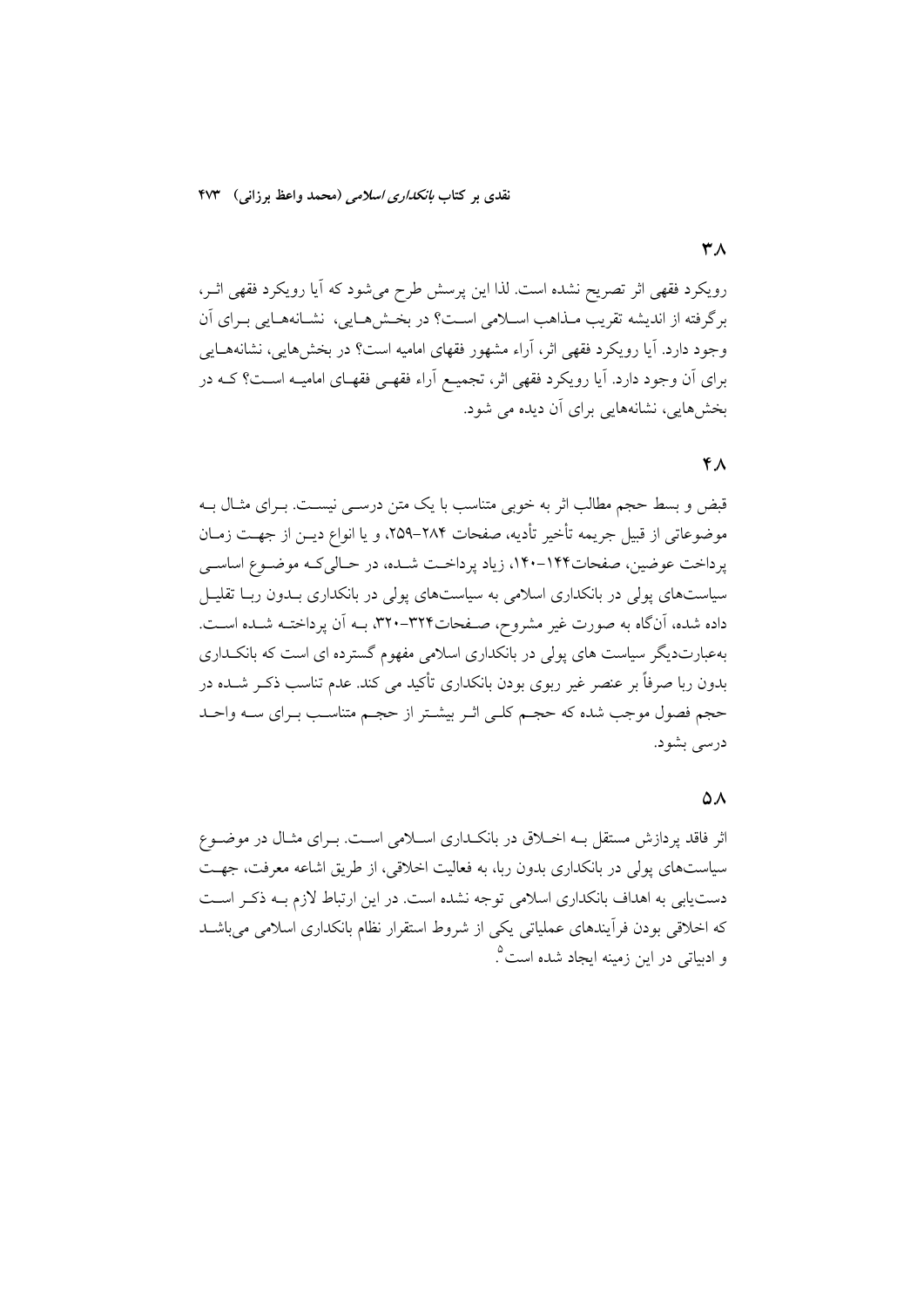### ۳.۸

رویکرد فقهی اثر تصریح نشده است. لذا این پرسش طرح می‌شود که آیا رویکرد فقهی اثـر، برگرفته از اندیشه تقریب مـذاهب اسـلامی اسـت؟ در بخش‌هـایی، نشـانه‌هـایی بـرای آن وجود دارد. آیا رویکرد فقهی اثر، آراء مشهور فقهای امامیه است؟ در بخش‌هایی، نشانه‌هـایی برای آن وجود دارد. آیا رویکرد فقهی اثر، تجمیـع آراء فقهـی فقهـای امامیـه اسـت؟ کـه در بخش‌هایی، نشانه‌هایی برای آن دیده می شود.

### ۴.۸

قبض و بسط حجم مطالب اثر به خوبی متناسب با یک متن درسـی نیسـت. بـرای مثـال بـه موضوعاتی از قبیل جریمه تأخیر تأدیه، صفحات ۲۸۴-۲۵۹، و یا انواع دیـن از جهـت زمـان پرداخت عوضین، صفحات۱۴۴-۱۴۰، زیاد پرداخـت شـده، در حـالی‌کـه موضـوع اساسـی سیاست‌های پولی در بانکداری اسلامی به سیاست‌های پولی در بانکداری بـدون ربـا تقلیـل داده شده، آن‌گاه به صورت غیر مشروح، صـفحات۳۲۴-۳۲۰، بـه آن پرداختـه شـده اسـت. به‌عبارت‌دیگر سیاست های پولی در بانکداری اسلامی مفهوم گسترده ای است که بانکـداری بدون ربا صرفاً بر عنصر غیر ربوی بودن بانکداری تأکید می کند. عدم تناسب ذکـر شـده در حجم فصول موجب شده که حجـم کلـی اثـر بیشـتر از حجـم متناسـب بـرای سـه واحـد درسی بشود.

### ۵.۸

اثر فاقد پردازش مستقل بـه اخـلاق در بانکـداری اسـلامی اسـت. بـرای مثـال در موضـوع سیاست‌های پولی در بانکداری بدون ربا، به فعالیت اخلاقی، از طریق اشاعه معرفت، جهـت دست‌یابی به اهداف بانکداری اسلامی توجه نشده است. در این ارتباط لازم بـه ذکـر اسـت که اخلاقی بودن فرآیندهای عملیاتی یکی از شروط استقرار نظام بانکداری اسلامی می‌باشـد و ادبیاتی در این زمینه ایجاد شده است[۵].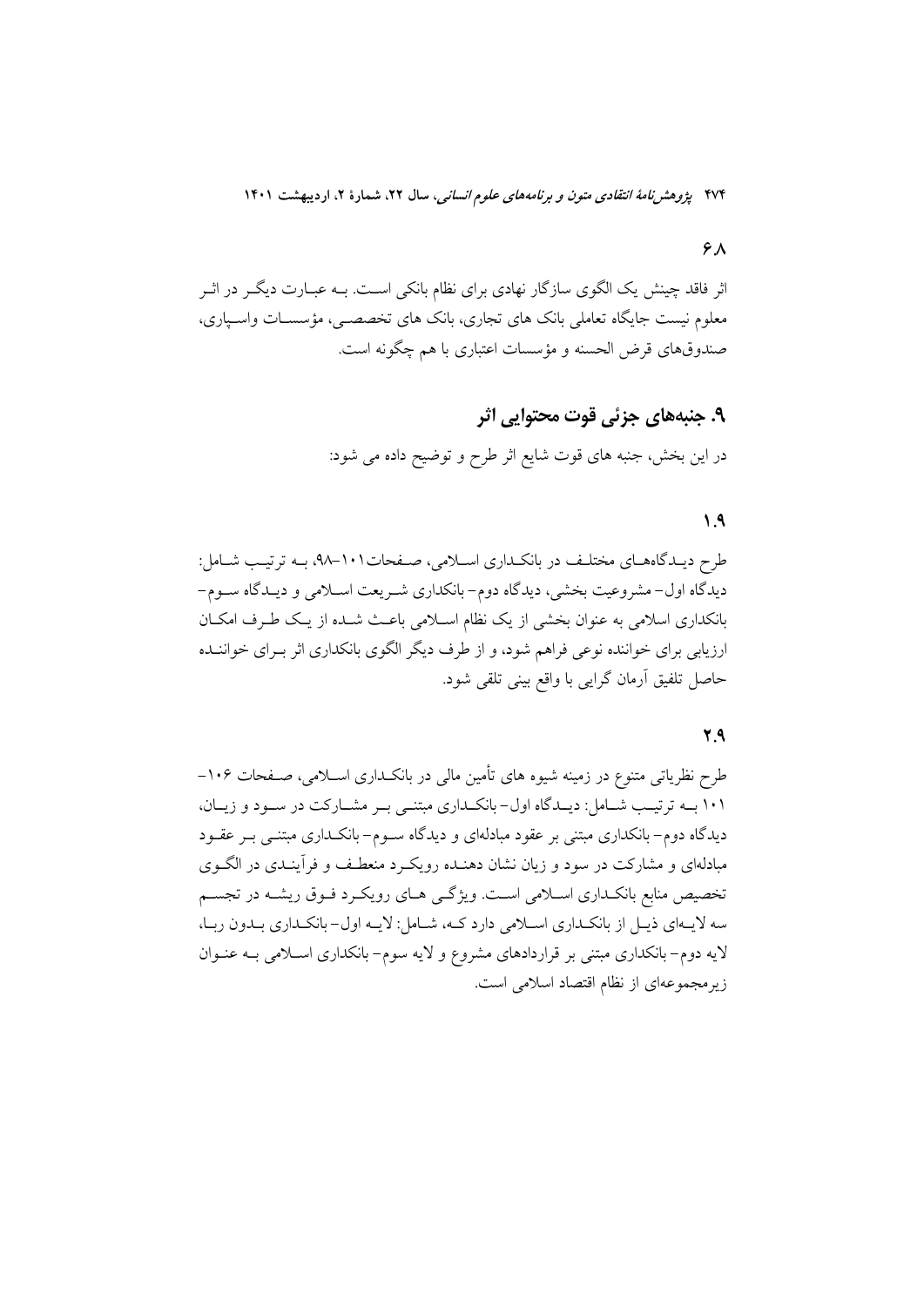۶۸

اثر فاقد چینش یک الگوی سازگار نهادی برای نظام بانکی است. بـه عبـارت دیگـر در اثـر معلوم نیست جایگاه تعاملی بانک های تجاری، بانک های تخصصـی، مؤسسـات واسـپاری، صندوق‌های قرض الحسنه و مؤسسات اعتباری با هم چگونه است.

## ۹. جنبه‌های جزئی قوت محتوایی اثر

در این بخش، جنبه های قوت شایع اثر طرح و توضیح داده می شود:

### ۱.۹

طرح دیـدگاه‌هـای مختلـف در بانکـداری اسـلامی، صـفحات ۱۰۱-۹۸، بـه ترتیـب شـامل: دیدگاه اول- مشروعیت بخشی، دیدگاه دوم- بانکداری شـریعت اسـلامی و دیـدگاه سـوم- بانکداری اسلامی به عنوان بخشی از یک نظام اسـلامی باعـث شـده از یـک طـرف امکـان ارزیابی برای خواننده نوعی فراهم شود، و از طرف دیگر الگوی بانکداری اثر بـرای خواننـده حاصل تلفیق آرمان گرایی با واقع بینی تلقی شود.

### ۲.۹

طرح نظریاتی متنوع در زمینه شیوه های تأمین مالی در بانکـداری اسـلامی، صـفحات ۱۰۶-۱۰۱ بـه ترتیـب شـامل: دیـدگاه اول- بانکـداری مبتنـی بـر مشـارکت در سـود و زیـان، دیدگاه دوم- بانکداری مبتنی بر عقود مبادله‌ای و دیدگاه سـوم- بانکـداری مبتنـی بـر عقـود مبادله‌ای و مشارکت در سود و زیان نشان دهنـده رویکـرد منعطـف و فرآینـدی در الگـوی تخصیص منابع بانکـداری اسـلامی اسـت. ویژگـی هـای رویکـرد فـوق ریشـه در تجسـم سه لایـه‌ای ذیـل از بانکـداری اسـلامی دارد کـه، شـامل: لایـه اول- بانکـداری بـدون ربـا، لایه دوم- بانکداری مبتنی بر قراردادهای مشروع و لایه سوم- بانکداری اسـلامی بـه عنـوان زیرمجموعه‌ای از نظام اقتصاد اسلامی است.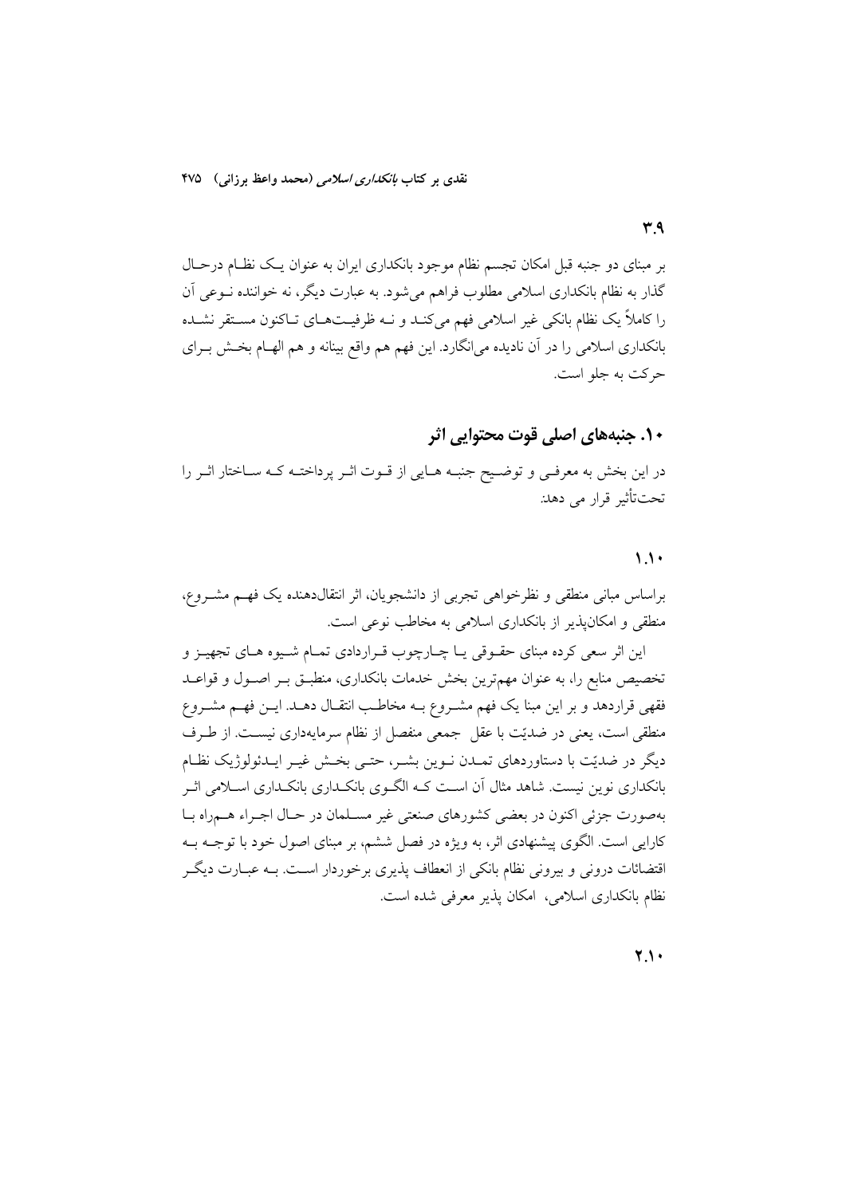۳.۹

بر مبنای دو جنبه قبل امکان تجسم نظام موجود بانکداری ایران به عنوان یک نظام درحال گذار به نظام بانکداری اسلامی مطلوب فراهم می‌شود. به عبارت دیگر، نه خواننده نوعی آن را کاملاً یک نظام بانکی غیر اسلامی فهم می‌کند و نه ظرفیت‌های تاکنون مستقر نشده بانکداری اسلامی را در آن نادیده می‌انگارد. این فهم هم واقع بینانه و هم الهام بخش برای حرکت به جلو است.

## ۱۰. جنبه‌های اصلی قوت محتوایی اثر

در این بخش به معرفی و توضیح جنبه هایی از قوت اثر پرداخته که ساختار اثر را تحت‌تأثیر قرار می دهد:

۱.۱۰

براساس مبانی منطقی و نظرخواهی تجربی از دانشجویان، اثر انتقال‌دهنده یک فهم مشروع، منطقی و امکان‌پذیر از بانکداری اسلامی به مخاطب نوعی است.

این اثر سعی کرده مبنای حقوقی یا چارچوب قراردادی تمام شیوه های تجهیز و تخصیص منابع را، به عنوان مهم‌ترین بخش خدمات بانکداری، منطبق بر اصول و قواعد فقهی قراردهد و بر این مبنا یک فهم مشروع به مخاطب انتقال دهد. این فهم مشروع منطقی است، یعنی در ضدیّت با عقل جمعی منفصل از نظام سرمایه‌داری نیست. از طرف دیگر در ضدیّت با دستاوردهای تمدن نوین بشر، حتی بخش غیر ایدئولوژیک نظام بانکداری نوین نیست. شاهد مثال آن است که الگوی بانکداری اسلامی اثر به‌صورت جزئی اکنون در بعضی کشورهای صنعتی غیر مسلمان در حال اجراء همراه با کارایی است. الگوی پیشنهادی اثر، به ویژه در فصل ششم، بر مبنای اصول خود با توجه به اقتضائات درونی و بیرونی نظام بانکی از انعطاف پذیری برخوردار است. به عبارت دیگر نظام بانکداری اسلامی، امکان پذیر معرفی شده است.

۲.۱۰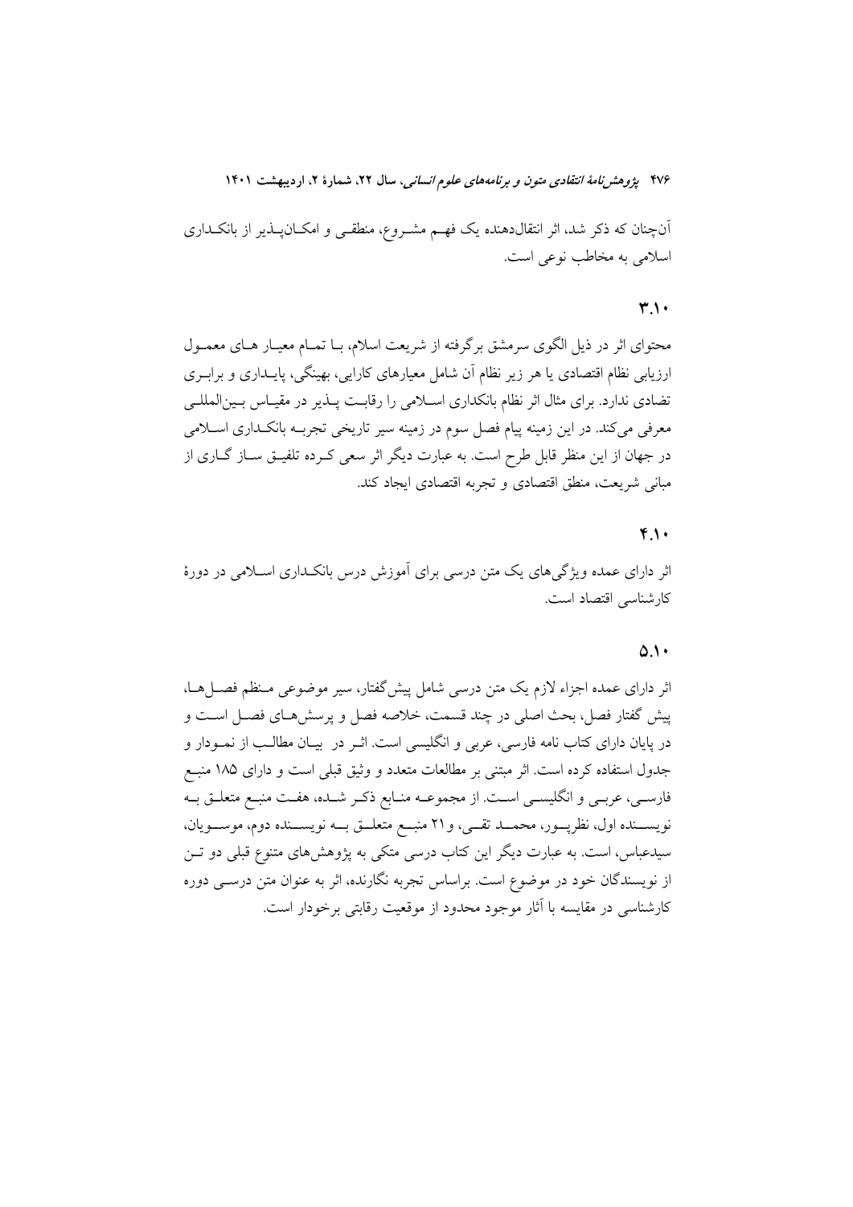آن‌چنان که ذکر شد، اثر انتقال‌دهنده یک فهم مشروع، منطقی و امکان‌پذیر از بانکداری اسلامی به مخاطب نوعی است.

### ۳.۱۰

محتوای اثر در ذیل الگوی سرمشق برگرفته از شریعت اسلام، با تمام معیار های معمول ارزیابی نظام اقتصادی یا هر زیر نظام آن شامل معیارهای کارایی، بهینگی، پایداری و برابری تضادی ندارد. برای مثال اثر نظام بانکداری اسلامی را رقابت پذیر در مقیاس بین‌المللی معرفی می‌کند. در این زمینه پیام فصل سوم در زمینه سیر تاریخی تجربه بانکداری اسلامی در جهان از این منظر قابل طرح است. به عبارت دیگر اثر سعی کرده تلفیق ساز گاری از مبانی شریعت، منطق اقتصادی و تجربه اقتصادی ایجاد کند.

### ۴.۱۰

اثر دارای عمده ویژگی‌های یک متن درسی برای آموزش درس بانکداری اسلامی در دورهٔ کارشناسی اقتصاد است.

### ۵.۱۰

اثر دارای عمده اجزاء لازم یک متن درسی شامل پیش‌گفتار، سیر موضوعی منظم فصل‌ها، پیش گفتار فصل، بحث اصلی در چند قسمت، خلاصه فصل و پرسش‌های فصل است و در پایان دارای کتاب نامه فارسی، عربی و انگلیسی است. اثر در بیان مطالب از نمودار و جدول استفاده کرده است. اثر مبتنی بر مطالعات متعدد و وثیق قبلی است و دارای ۱۸۵ منبع فارسی، عربی و انگلیسی است. از مجموعه منابع ذکر شده، هفت منبع متعلق به نویسنده اول، نظرپور، محمد تقی، و ۲۱ منبع متعلق به نویسنده دوم، موسویان، سیدعباس، است. به عبارت دیگر این کتاب درسی متکی به پژوهش‌های متنوع قبلی دو تن از نویسندگان خود در موضوع است. براساس تجربه نگارنده، اثر به عنوان متن درسی دوره کارشناسی در مقایسه با آثار موجود محدود از موقعیت رقابتی برخودار است.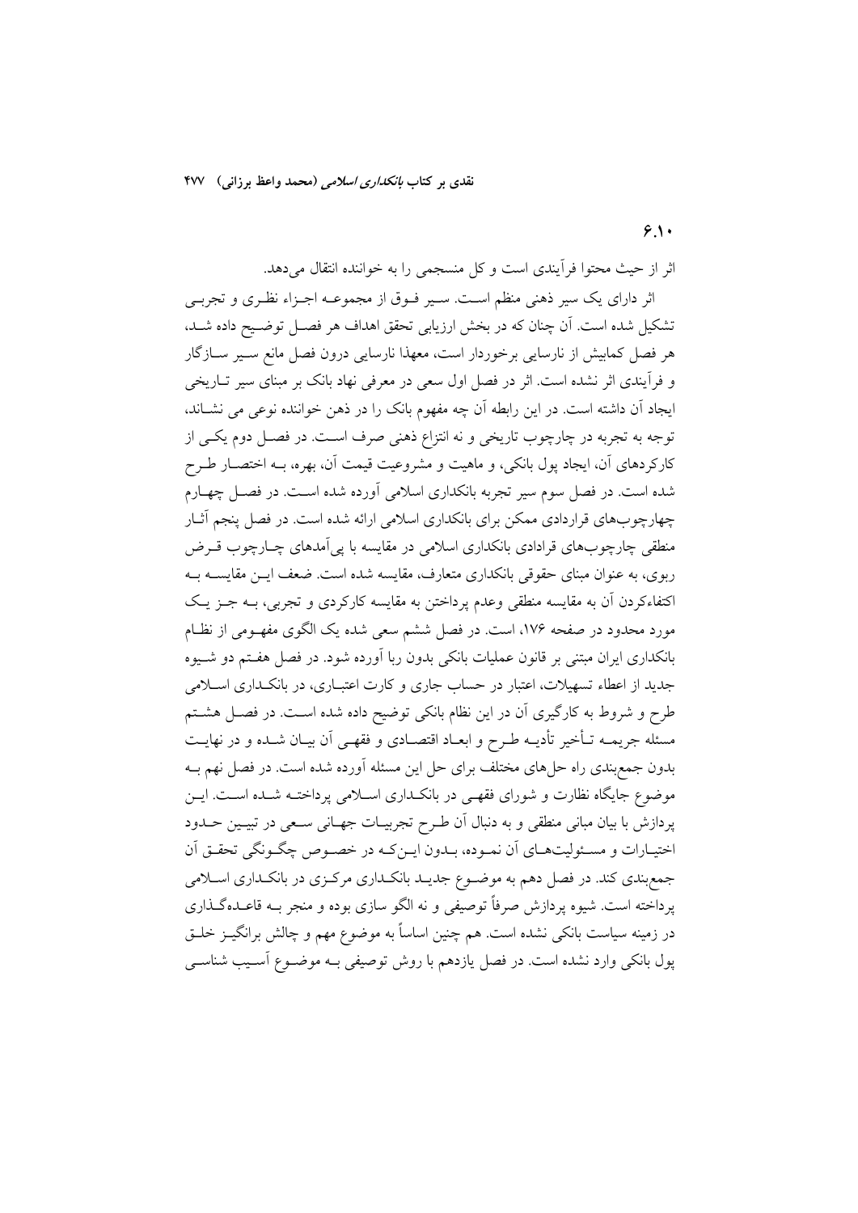## ۶.۱۰

اثر از حیث محتوا فرآیندی است و کل منسجمی را به خواننده انتقال می‌دهد.

اثر دارای یک سیر ذهنی منظم است. سیر فوق از مجموعه اجزاء نظری و تجربی تشکیل شده است. آن چنان که در بخش ارزیابی تحقق اهداف هر فصل توضیح داده شد، هر فصل کمابیش از نارسایی برخوردار است، معهذا نارسایی درون فصل مانع سیر سازگار و فرآیندی اثر نشده است. اثر در فصل اول سعی در معرفی نهاد بانک بر مبنای سیر تاریخی ایجاد آن داشته است. در این رابطه آن چه مفهوم بانک را در ذهن خواننده نوعی می نشاند، توجه به تجربه در چارچوب تاریخی و نه انتزاع ذهنی صرف است. در فصل دوم یکی از کارکردهای آن، ایجاد پول بانکی، و ماهیت و مشروعیت قیمت آن، بهره، به اختصار طرح شده است. در فصل سوم سیر تجربه بانکداری اسلامی آورده شده است. در فصل چهارم چهارچوب‌های قراردادی ممکن برای بانکداری اسلامی ارائه شده است. در فصل پنجم آثار منطقی چارچوب‌های قرادادی بانکداری اسلامی در مقایسه با پی‌آمدهای چارچوب قرض ربوی، به عنوان مبنای حقوقی بانکداری متعارف، مقایسه شده است. ضعف این مقایسه به اکتفاءکردن آن به مقایسه منطقی وعدم پرداختن به مقایسه کارکردی و تجربی، به جز یک مورد محدود در صفحه ۱۷۶، است. در فصل ششم سعی شده یک الگوی مفهومی از نظام بانکداری ایران مبتنی بر قانون عملیات بانکی بدون ربا آورده شود. در فصل هفتم دو شیوه جدید از اعطاء تسهیلات، اعتبار در حساب جاری و کارت اعتباری، در بانکداری اسلامی طرح و شروط به کارگیری آن در این نظام بانکی توضیح داده شده است. در فصل هشتم مسئله جریمه تأخیر تأدیه طرح و ابعاد اقتصادی و فقهی آن بیان شده و در نهایت بدون جمع‌بندی راه حل‌های مختلف برای حل این مسئله آورده شده است. در فصل نهم به موضوع جایگاه نظارت و شورای فقهی در بانکداری اسلامی پرداخته شده است. این پردازش با بیان مبانی منطقی و به دنبال آن طرح تجربیات جهانی سعی در تبیین حدود اختیارات و مسئولیت‌های آن نموده، بدون این‌که در خصوص چگونگی تحقق آن جمع‌بندی کند. در فصل دهم به موضوع جدید بانکداری مرکزی در بانکداری اسلامی پرداخته است. شیوه پردازش صرفاً توصیفی و نه الگو سازی بوده و منجر به قاعده‌گذاری در زمینه سیاست بانکی نشده است. هم چنین اساساً به موضوع مهم و چالش برانگیز خلق پول بانکی وارد نشده است. در فصل یازدهم با روش توصیفی به موضوع آسیب شناسی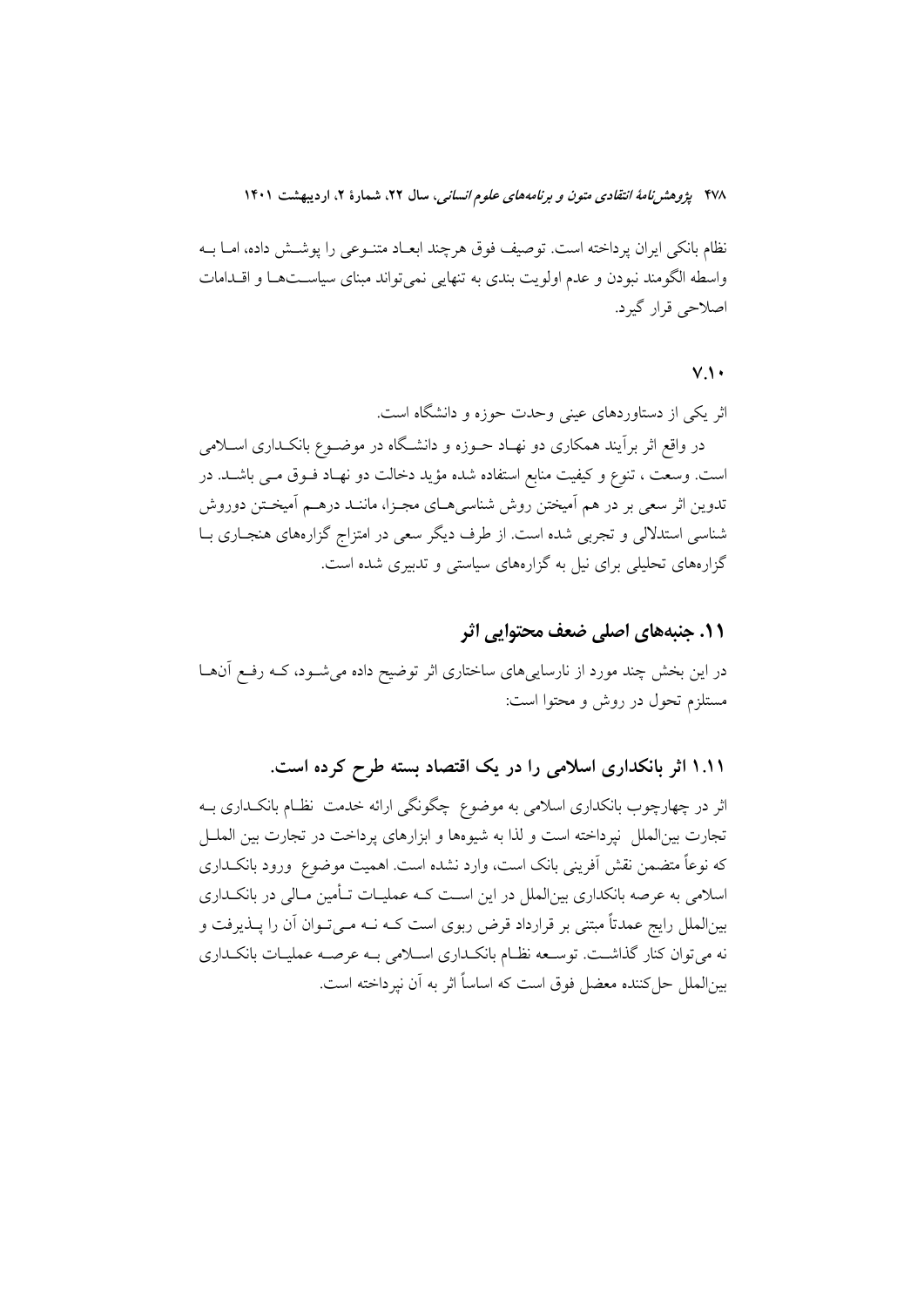نظام بانکی ایران پرداخته است. توصیف فوق هرچند ابعـاد متنـوعی را پوشـش داده، امـا بـه واسطه الگومند نبودن و عدم اولویت بندی به تنهایی نمی‌تواند مبنای سیاسـت‌هـا و اقـدامات اصلاحی قرار گیرد.

### ۷.۱۰

اثر یکی از دستاوردهای عینی وحدت حوزه و دانشگاه است.

در واقع اثر برآیند همکاری دو نهـاد حـوزه و دانشـگاه در موضـوع بانکـداری اسـلامی است. وسعت ، تنوع و کیفیت منابع استفاده شده مؤید دخالت دو نهـاد فـوق مـی باشـد. در تدوین اثر سعی بر در هم آمیختن روش شناسی‌هـای مجـزا، ماننـد درهـم آمیخـتن دوروش شناسی استدلالی و تجربی شده است. از طرف دیگر سعی در امتزاج گزاره‌های هنجـاری بـا گزاره‌های تحلیلی برای نیل به گزاره‌های سیاستی و تدبیری شده است.

## ۱۱. جنبه‌های اصلی ضعف محتوایی اثر

در این بخش چند مورد از نارسایی‌های ساختاری اثر توضیح داده می‌شـود، کـه رفـع آن‌هـا مستلزم تحول در روش و محتوا است:

### ۱.۱۱ اثر بانکداری اسلامی را در یک اقتصاد بسته طرح کرده است.

اثر در چهارچوب بانکداری اسلامی به موضوع چگونگی ارائه خدمت نظـام بانکـداری بـه تجارت بین‌الملل نپرداخته است و لذا به شیوه‌ها و ابزارهای پرداخت در تجارت بین الملـل که نوعاً متضمن نقش آفرینی بانک است، وارد نشده است. اهمیت موضوع ورود بانکـداری اسلامی به عرصه بانکداری بین‌الملل در این اسـت کـه عملیـات تـأمین مـالی در بانکـداری بین‌الملل رایج عمدتاً مبتنی بر قرارداد قرض ربوی است کـه نـه مـی‌تـوان آن را پـذیرفت و نه می‌توان کنار گذاشـت. توسـعه نظـام بانکـداری اسـلامی بـه عرصـه عملیـات بانکـداری بین‌الملل حل‌کننده معضل فوق است که اساساً اثر به آن نپرداخته است.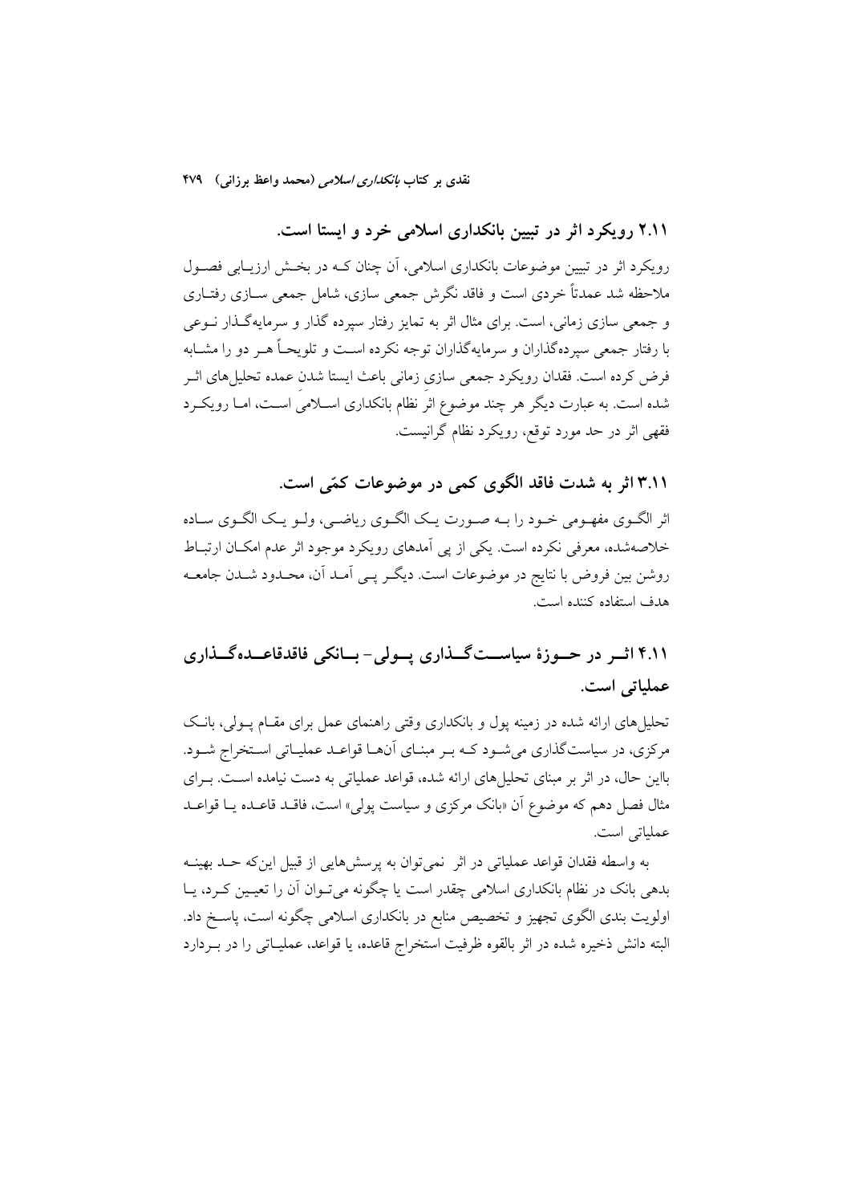### ۲.۱۱ رویکرد اثر در تبیین بانکداری اسلامی خرد و ایستا است.

رویکرد اثر در تبیین موضوعات بانکداری اسلامی، آن چنان کـه در بخـش ارزیـابی فصـول ملاحظه شد عمدتاً خردی است و فاقد نگرش جمعی سازی، شامل جمعی سـازی رفتـاری و جمعی سازی زمانی، است. برای مثال اثر به تمایز رفتار سپرده گذار و سرمایه‌گـذار نـوعی با رفتار جمعی سپرده‌گذاران و سرمایه‌گذاران توجه نکرده اسـت و تلویحاً هـر دو را مشـابه فرض کرده است. فقدان رویکرد جمعی سازی زمانی باعث ایستا شدن عمده تحلیل‌های اثـر شده است. به عبارت دیگر هر چند موضوع اثر نظام بانکداری اسـلامی اسـت، امـا رویکـرد فقهی اثر در حد مورد توقع، رویکرد نظام گرانیست.

### ۳.۱۱ اثر به شدت فاقد الگوی کمی در موضوعات کمّی است.

اثر الگـوی مفهـومی خـود را بـه صـورت یـک الگـوی ریاضـی، ولـو یـک الگـوی سـاده خلاصه‌شده، معرفی نکرده است. یکی از پی آمدهای رویکرد موجود اثر عدم امکـان ارتبـاط روشن بین فروض با نتایج در موضوعات است. دیگـر پـی آمـد آن، محـدود شـدن جامعـه هدف استفاده کننده است.

### ۴.۱۱ اثـر در حـوزۀ سیاسـت‌گـذاری پـولی- بـانکی فاقدقاعـده‌گـذاری عملیاتی است.

تحلیل‌های ارائه شده در زمینه پول و بانکداری وقتی راهنمای عمل برای مقـام پـولی، بانـک مرکزی، در سیاست‌گذاری می‌شـود کـه بـر مبنـای آن‌هـا قواعـد عملیـاتی اسـتخراج شـود. بااین حال، در اثر بر مبنای تحلیل‌های ارائه شده، قواعد عملیاتی به دست نیامده اسـت. بـرای مثال فصل دهم که موضوع آن «بانک مرکزی و سیاست پولی» است، فاقـد قاعـده یـا قواعـد عملیاتی است.

به واسطه فقدان قواعد عملیاتی در اثر نمی‌توان به پرسش‌هایی از قبیل این‌که حـد بهینـه بدهی بانک در نظام بانکداری اسلامی چقدر است یا چگونه می‌تـوان آن را تعیـین کـرد، یـا اولویت بندی الگوی تجهیز و تخصیص منابع در بانکداری اسلامی چگونه است، پاسـخ داد. البته دانش ذخیره شده در اثر بالقوه ظرفیت استخراج قاعده، یا قواعد، عملیـاتی را در بـردارد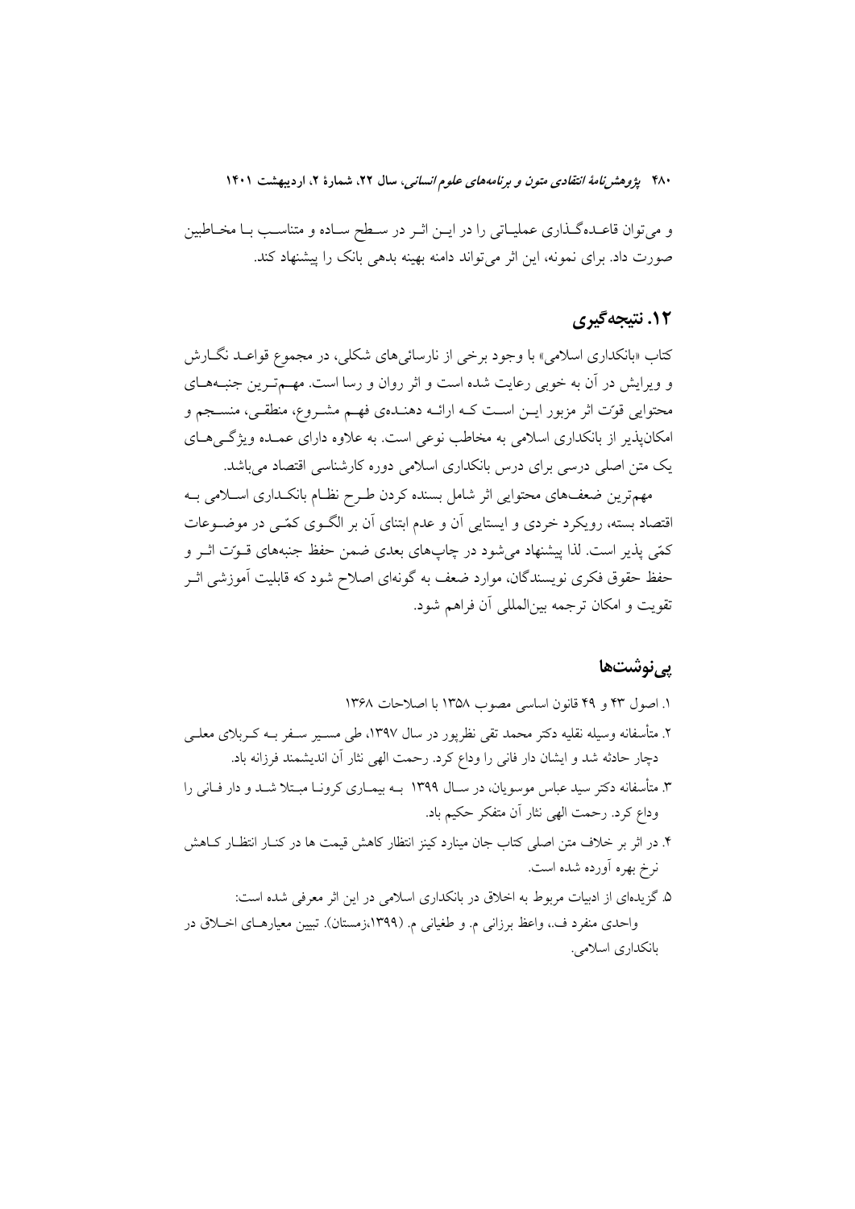و می‌توان قاعده‌گذاری عملیاتی را در این اثر در سطح ساده و متناسب با مخاطبین صورت داد. برای نمونه، این اثر می‌تواند دامنه بهینه بدهی بانک را پیشنهاد کند.

## ۱۲. نتیجه‌گیری

کتاب «بانکداری اسلامی» با وجود برخی از نارسائی‌های شکلی، در مجموع قواعد نگارش و ویرایش در آن به خوبی رعایت شده است و اثر روان و رسا است. مهم‌ترین جنبه‌های محتوایی قوّت اثر مزبور این است که ارائه دهنده‌ی فهم مشروع، منطقی، منسجم و امکان‌پذیر از بانکداری اسلامی به مخاطب نوعی است. به علاوه دارای عمده ویژگی‌های یک متن اصلی درسی برای درس بانکداری اسلامی دوره کارشناسی اقتصاد می‌باشد.

مهم‌ترین ضعف‌های محتوایی اثر شامل بسنده کردن طرح نظام بانکداری اسلامی به اقتصاد بسته، رویکرد خردی و ایستایی آن و عدم ابتنای آن بر الگوی کمّی در موضوعات کمّی پذیر است. لذا پیشنهاد می‌شود در چاپ‌های بعدی ضمن حفظ جنبه‌های قوّت اثر و حفظ حقوق فکری نویسندگان، موارد ضعف به گونه‌ای اصلاح شود که قابلیت آموزشی اثر تقویت و امکان ترجمه بین‌المللی آن فراهم شود.

## پی‌نوشت‌ها

۱. اصول ۴۳ و ۴۹ قانون اساسی مصوب ۱۳۵۸ با اصلاحات ۱۳۶۸

۲. متأسفانه وسیله نقلیه دکتر محمد تقی نظرپور در سال ۱۳۹۷، طی مسیر سفر به کربلای معلی دچار حادثه شد و ایشان دار فانی را وداع کرد. رحمت الهی نثار آن اندیشمند فرزانه باد.

۳. متأسفانه دکتر سید عباس موسویان، در سال ۱۳۹۹ به بیماری کرونا مبتلا شد و دار فانی را وداع کرد. رحمت الهی نثار آن متفکر حکیم باد.

۴. در اثر بر خلاف متن اصلی کتاب جان مینارد کینز انتظار کاهش قیمت ها در کنار انتظار کاهش نرخ بهره آورده شده است.

۵. گزیده‌ای از ادبیات مربوط به اخلاق در بانکداری اسلامی در این اثر معرفی شده است:
واحدی منفرد ف.، واعظ برزانی م. و طغیانی م. (۱۳۹۹،زمستان). تبیین معیارهای اخلاق در بانکداری اسلامی.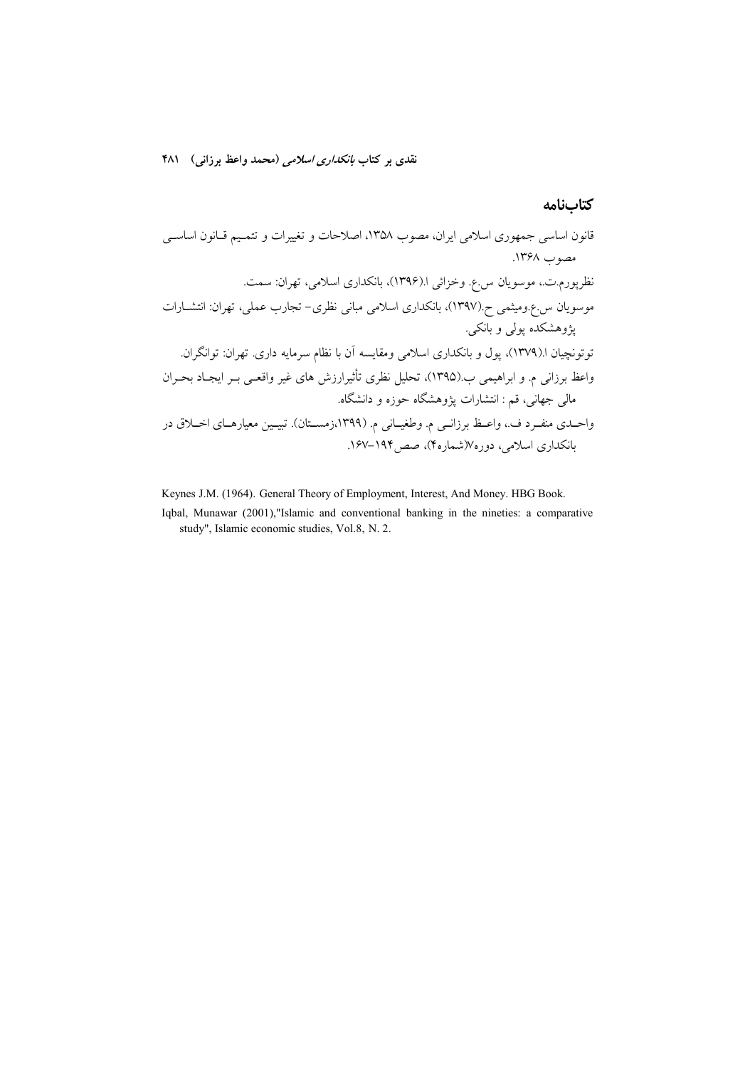## کتاب‌نامه

قانون اساسی جمهوری اسلامی ایران، مصوب ۱۳۵۸، اصلاحات و تغییرات و تتمیم قانون اساسی مصوب ۱۳۶۸.

نظرپورم.ت.، موسویان س.ع. وخزائی ا.(۱۳۹۶)، بانکداری اسلامی، تهران: سمت.

موسویان س.ع.ومیثمی ح.(۱۳۹۷)، بانکداری اسلامی مبانی نظری- تجارب عملی، تهران: انتشارات پژوهشکده پولی و بانکی.

توتونچیان ا.(۱۳۷۹)، پول و بانکداری اسلامی ومقایسه آن با نظام سرمایه داری. تهران: توانگران.

واعظ برزانی م. و ابراهیمی ب.(۱۳۹۵)، تحلیل نظری تأثیرارزش های غیر واقعی بر ایجاد بحران مالی جهانی، قم : انتشارات پژوهشگاه حوزه و دانشگاه.

واحدی منفرد ف.، واعظ برزانی م. وطغیانی م. (۱۳۹۹،زمستان). تبیین معیارهای اخلاق در بانکداری اسلامی، دوره۷(شماره۴)، صص۱۹۴-۱۶۷.

Keynes J.M. (1964). General Theory of Employment, Interest, And Money. HBG Book.

Iqbal, Munawar (2001),"Islamic and conventional banking in the nineties: a comparative study", Islamic economic studies, Vol.8, N. 2.